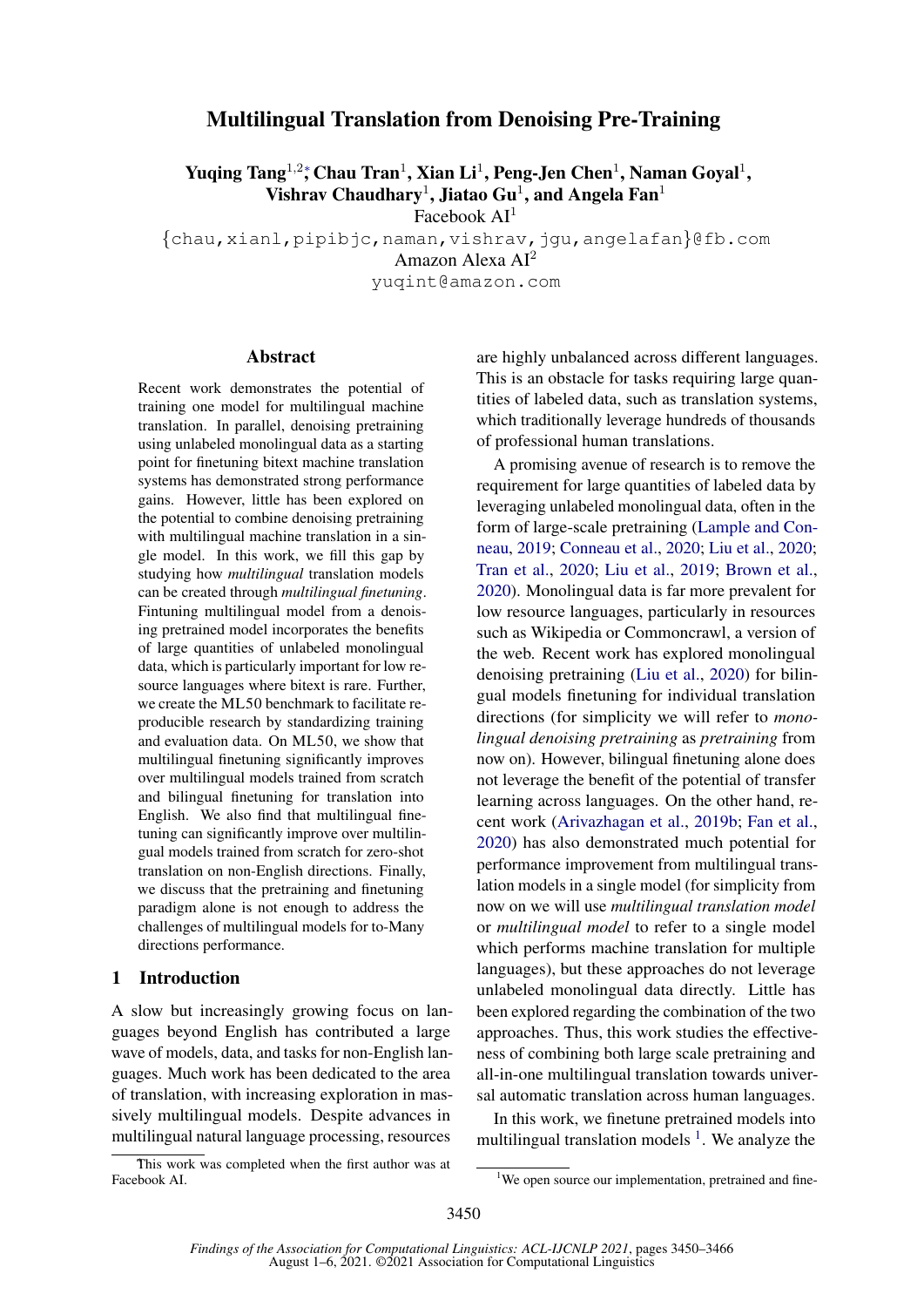# Multilingual Translation from Denoising Pre-Training

**Yuqing Tang**[1,2]*, **Chau Tran**[1], **Xian Li**[1], **Peng-Jen Chen**[1], **Naman Goyal**[1], **Vishrav Chaudhary**[1], **Jiatao Gu**[1], **and Angela Fan**[1]

Facebook AI[1]

{chau,xianl,pipibjc,naman,vishrav,jgu,angelafan}@fb.com

Amazon Alexa AI[2]

yuqint@amazon.com

## Abstract

Recent work demonstrates the potential of training one model for multilingual machine translation. In parallel, denoising pretraining using unlabeled monolingual data as a starting point for finetuning bitext machine translation systems has demonstrated strong performance gains. However, little has been explored on the potential to combine denoising pretraining with multilingual machine translation in a single model. In this work, we fill this gap by studying how *multilingual* translation models can be created through *multilingual finetuning*. Fintuning multilingual model from a denoising pretrained model incorporates the benefits of large quantities of unlabeled monolingual data, which is particularly important for low resource languages where bitext is rare. Further, we create the ML50 benchmark to facilitate reproducible research by standardizing training and evaluation data. On ML50, we show that multilingual finetuning significantly improves over multilingual models trained from scratch and bilingual finetuning for translation into English. We also find that multilingual finetuning can significantly improve over multilingual models trained from scratch for zero-shot translation on non-English directions. Finally, we discuss that the pretraining and finetuning paradigm alone is not enough to address the challenges of multilingual models for to-Many directions performance.

## 1 Introduction

A slow but increasingly growing focus on languages beyond English has contributed a large wave of models, data, and tasks for non-English languages. Much work has been dedicated to the area of translation, with increasing exploration in massively multilingual models. Despite advances in multilingual natural language processing, resources are highly unbalanced across different languages. This is an obstacle for tasks requiring large quantities of labeled data, such as translation systems, which traditionally leverage hundreds of thousands of professional human translations.

A promising avenue of research is to remove the requirement for large quantities of labeled data by leveraging unlabeled monolingual data, often in the form of large-scale pretraining (Lample and Conneau, 2019; Conneau et al., 2020; Liu et al., 2020; Tran et al., 2020; Liu et al., 2019; Brown et al., 2020). Monolingual data is far more prevalent for low resource languages, particularly in resources such as Wikipedia or Commoncrawl, a version of the web. Recent work has explored monolingual denoising pretraining (Liu et al., 2020) for bilingual models finetuning for individual translation directions (for simplicity we will refer to *monolingual denoising pretraining* as *pretraining* from now on). However, bilingual finetuning alone does not leverage the benefit of the potential of transfer learning across languages. On the other hand, recent work (Arivazhagan et al., 2019b; Fan et al., 2020) has also demonstrated much potential for performance improvement from multilingual translation models in a single model (for simplicity from now on we will use *multilingual translation model* or *multilingual model* to refer to a single model which performs machine translation for multiple languages), but these approaches do not leverage unlabeled monolingual data directly. Little has been explored regarding the combination of the two approaches. Thus, this work studies the effectiveness of combining both large scale pretraining and all-in-one multilingual translation towards universal automatic translation across human languages.

In this work, we finetune pretrained models into multilingual translation models [1]. We analyze the

*This work was completed when the first author was at Facebook AI.

[1]We open source our implementation, pretrained and fine-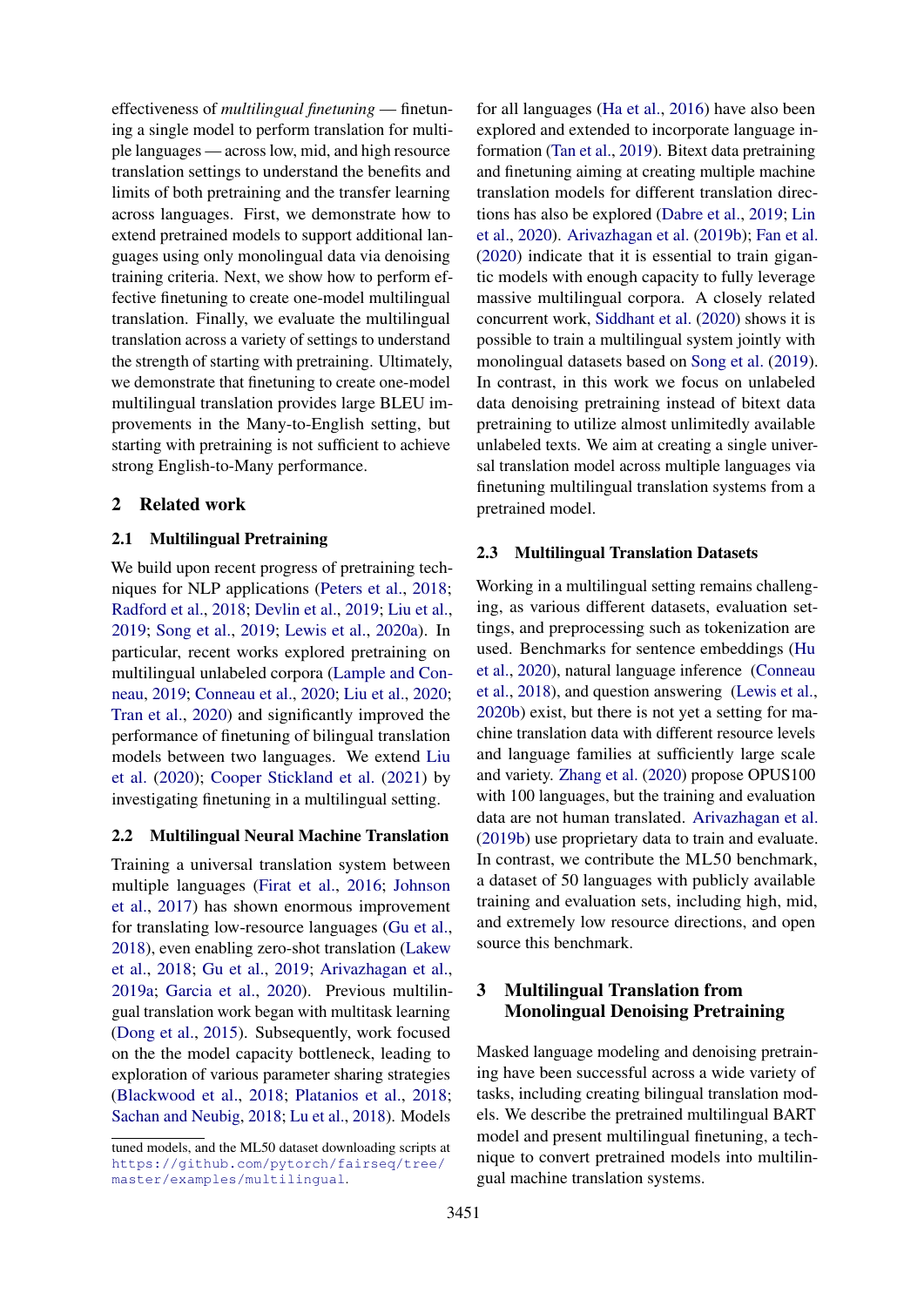effectiveness of *multilingual finetuning* — finetuning a single model to perform translation for multiple languages — across low, mid, and high resource translation settings to understand the benefits and limits of both pretraining and the transfer learning across languages. First, we demonstrate how to extend pretrained models to support additional languages using only monolingual data via denoising training criteria. Next, we show how to perform effective finetuning to create one-model multilingual translation. Finally, we evaluate the multilingual translation across a variety of settings to understand the strength of starting with pretraining. Ultimately, we demonstrate that finetuning to create one-model multilingual translation provides large BLEU improvements in the Many-to-English setting, but starting with pretraining is not sufficient to achieve strong English-to-Many performance.

## 2 Related work

### 2.1 Multilingual Pretraining

We build upon recent progress of pretraining techniques for NLP applications (Peters et al., 2018; Radford et al., 2018; Devlin et al., 2019; Liu et al., 2019; Song et al., 2019; Lewis et al., 2020a). In particular, recent works explored pretraining on multilingual unlabeled corpora (Lample and Conneau, 2019; Conneau et al., 2020; Liu et al., 2020; Tran et al., 2020) and significantly improved the performance of finetuning of bilingual translation models between two languages. We extend Liu et al. (2020); Cooper Stickland et al. (2021) by investigating finetuning in a multilingual setting.

### 2.2 Multilingual Neural Machine Translation

Training a universal translation system between multiple languages (Firat et al., 2016; Johnson et al., 2017) has shown enormous improvement for translating low-resource languages (Gu et al., 2018), even enabling zero-shot translation (Lakew et al., 2018; Gu et al., 2019; Arivazhagan et al., 2019a; Garcia et al., 2020). Previous multilingual translation work began with multitask learning (Dong et al., 2015). Subsequently, work focused on the the model capacity bottleneck, leading to exploration of various parameter sharing strategies (Blackwood et al., 2018; Platanios et al., 2018; Sachan and Neubig, 2018; Lu et al., 2018). Models for all languages (Ha et al., 2016) have also been explored and extended to incorporate language information (Tan et al., 2019). Bitext data pretraining and finetuning aiming at creating multiple machine translation models for different translation directions has also be explored (Dabre et al., 2019; Lin et al., 2020). Arivazhagan et al. (2019b); Fan et al. (2020) indicate that it is essential to train gigantic models with enough capacity to fully leverage massive multilingual corpora. A closely related concurrent work, Siddhant et al. (2020) shows it is possible to train a multilingual system jointly with monolingual datasets based on Song et al. (2019). In contrast, in this work we focus on unlabeled data denoising pretraining instead of bitext data pretraining to utilize almost unlimitedly available unlabeled texts. We aim at creating a single universal translation model across multiple languages via finetuning multilingual translation systems from a pretrained model.

### 2.3 Multilingual Translation Datasets

Working in a multilingual setting remains challenging, as various different datasets, evaluation settings, and preprocessing such as tokenization are used. Benchmarks for sentence embeddings (Hu et al., 2020), natural language inference (Conneau et al., 2018), and question answering (Lewis et al., 2020b) exist, but there is not yet a setting for machine translation data with different resource levels and language families at sufficiently large scale and variety. Zhang et al. (2020) propose OPUS100 with 100 languages, but the training and evaluation data are not human translated. Arivazhagan et al. (2019b) use proprietary data to train and evaluate. In contrast, we contribute the ML50 benchmark, a dataset of 50 languages with publicly available training and evaluation sets, including high, mid, and extremely low resource directions, and open source this benchmark.

## 3 Multilingual Translation from Monolingual Denoising Pretraining

Masked language modeling and denoising pretraining have been successful across a wide variety of tasks, including creating bilingual translation models. We describe the pretrained multilingual BART model and present multilingual finetuning, a technique to convert pretrained models into multilingual machine translation systems.

tuned models, and the ML50 dataset downloading scripts at https://github.com/pytorch/fairseq/tree/master/examples/multilingual.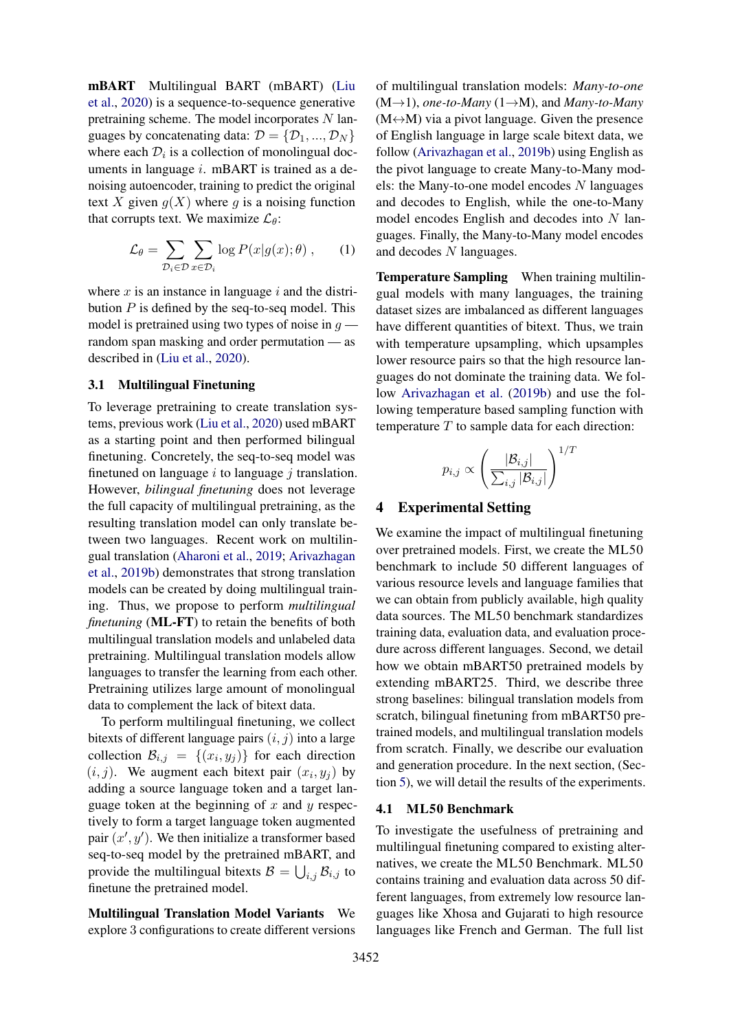**mBART** Multilingual BART (mBART) (Liu et al., 2020) is a sequence-to-sequence generative pretraining scheme. The model incorporates $N$ languages by concatenating data: $\mathcal{D} = \{\mathcal{D}_1, ..., \mathcal{D}_N\}$ where each $\mathcal{D}_i$ is a collection of monolingual documents in language $i$. mBART is trained as a denoising autoencoder, training to predict the original text $X$ given $g(X)$ where $g$ is a noising function that corrupts text. We maximize $\mathcal{L}_\theta$:

$$\mathcal{L}_\theta = \sum_{\mathcal{D}_i \in \mathcal{D}} \sum_{x \in \mathcal{D}_i} \log P(x|g(x);\theta) \ , \qquad (1)$$

where $x$ is an instance in language $i$ and the distribution $P$ is defined by the seq-to-seq model. This model is pretrained using two types of noise in $g$ — random span masking and order permutation — as described in (Liu et al., 2020).

### 3.1 Multilingual Finetuning

To leverage pretraining to create translation systems, previous work (Liu et al., 2020) used mBART as a starting point and then performed bilingual finetuning. Concretely, the seq-to-seq model was finetuned on language $i$ to language $j$ translation. However, *bilingual finetuning* does not leverage the full capacity of multilingual pretraining, as the resulting translation model can only translate between two languages. Recent work on multilingual translation (Aharoni et al., 2019; Arivazhagan et al., 2019b) demonstrates that strong translation models can be created by doing multilingual training. Thus, we propose to perform *multilingual finetuning* (**ML-FT**) to retain the benefits of both multilingual translation models and unlabeled data pretraining. Multilingual translation models allow languages to transfer the learning from each other. Pretraining utilizes large amount of monolingual data to complement the lack of bitext data.

To perform multilingual finetuning, we collect bitexts of different language pairs $(i, j)$ into a large collection $\mathcal{B}_{i,j} = \{(x_i, y_j)\}$ for each direction $(i, j)$. We augment each bitext pair $(x_i, y_j)$ by adding a source language token and a target language token at the beginning of $x$ and $y$ respectively to form a target language token augmented pair $(x', y')$. We then initialize a transformer based seq-to-seq model by the pretrained mBART, and provide the multilingual bitexts $\mathcal{B} = \bigcup_{i,j} \mathcal{B}_{i,j}$ to finetune the pretrained model.

**Multilingual Translation Model Variants** We explore 3 configurations to create different versions of multilingual translation models: *Many-to-one* (M→1), *one-to-Many* (1→M), and *Many-to-Many* (M↔M) via a pivot language. Given the presence of English language in large scale bitext data, we follow (Arivazhagan et al., 2019b) using English as the pivot language to create Many-to-Many models: the Many-to-one model encodes $N$ languages and decodes to English, while the one-to-Many model encodes English and decodes into $N$ languages. Finally, the Many-to-Many model encodes and decodes $N$ languages.

**Temperature Sampling** When training multilingual models with many languages, the training dataset sizes are imbalanced as different languages have different quantities of bitext. Thus, we train with temperature upsampling, which upsamples lower resource pairs so that the high resource languages do not dominate the training data. We follow Arivazhagan et al. (2019b) and use the following temperature based sampling function with temperature $T$ to sample data for each direction:

$$p_{i,j} \propto \left( \frac{|\mathcal{B}_{i,j}|}{\sum_{i,j} |\mathcal{B}_{i,j}|} \right)^{1/T}$$

## 4 Experimental Setting

We examine the impact of multilingual finetuning over pretrained models. First, we create the ML50 benchmark to include 50 different languages of various resource levels and language families that we can obtain from publicly available, high quality data sources. The ML50 benchmark standardizes training data, evaluation data, and evaluation procedure across different languages. Second, we detail how we obtain mBART50 pretrained models by extending mBART25. Third, we describe three strong baselines: bilingual translation models from scratch, bilingual finetuning from mBART50 pretrained models, and multilingual translation models from scratch. Finally, we describe our evaluation and generation procedure. In the next section, (Section 5), we will detail the results of the experiments.

### 4.1 ML50 Benchmark

To investigate the usefulness of pretraining and multilingual finetuning compared to existing alternatives, we create the ML50 Benchmark. ML50 contains training and evaluation data across 50 different languages, from extremely low resource languages like Xhosa and Gujarati to high resource languages like French and German. The full list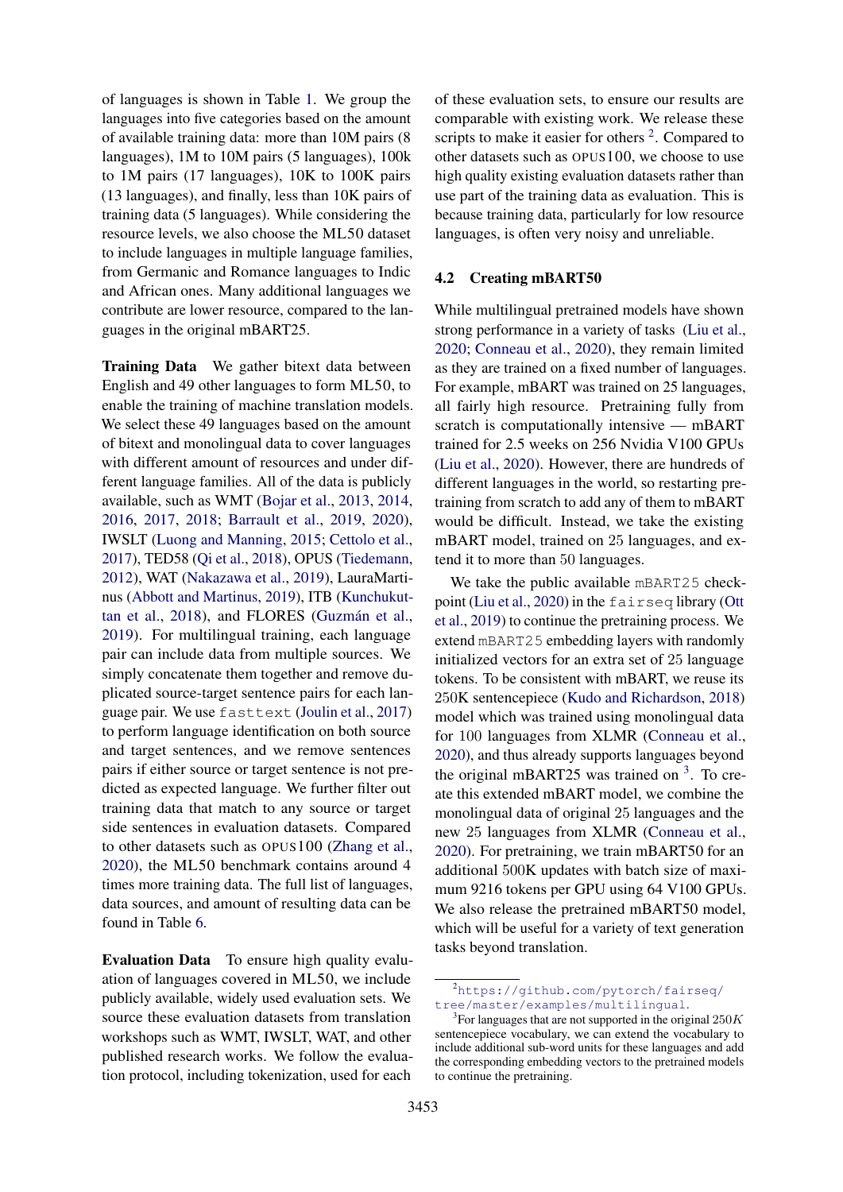of languages is shown in Table 1. We group the languages into five categories based on the amount of available training data: more than 10M pairs (8 languages), 1M to 10M pairs (5 languages), 100k to 1M pairs (17 languages), 10K to 100K pairs (13 languages), and finally, less than 10K pairs of training data (5 languages). While considering the resource levels, we also choose the ML50 dataset to include languages in multiple language families, from Germanic and Romance languages to Indic and African ones. Many additional languages we contribute are lower resource, compared to the languages in the original mBART25.

**Training Data** We gather bitext data between English and 49 other languages to form ML50, to enable the training of machine translation models. We select these 49 languages based on the amount of bitext and monolingual data to cover languages with different amount of resources and under different language families. All of the data is publicly available, such as WMT (Bojar et al., 2013, 2014, 2016, 2017, 2018; Barrault et al., 2019, 2020), IWSLT (Luong and Manning, 2015; Cettolo et al., 2017), TED58 (Qi et al., 2018), OPUS (Tiedemann, 2012), WAT (Nakazawa et al., 2019), LauraMartinus (Abbott and Martinus, 2019), ITB (Kunchukuttan et al., 2018), and FLORES (Guzmán et al., 2019). For multilingual training, each language pair can include data from multiple sources. We simply concatenate them together and remove duplicated source-target sentence pairs for each language pair. We use `fasttext` (Joulin et al., 2017) to perform language identification on both source and target sentences, and we remove sentences pairs if either source or target sentence is not predicted as expected language. We further filter out training data that match to any source or target side sentences in evaluation datasets. Compared to other datasets such as OPUS100 (Zhang et al., 2020), the ML50 benchmark contains around 4 times more training data. The full list of languages, data sources, and amount of resulting data can be found in Table 6.

**Evaluation Data** To ensure high quality evaluation of languages covered in ML50, we include publicly available, widely used evaluation sets. We source these evaluation datasets from translation workshops such as WMT, IWSLT, WAT, and other published research works. We follow the evaluation protocol, including tokenization, used for each of these evaluation sets, to ensure our results are comparable with existing work. We release these scripts to make it easier for others [2]. Compared to other datasets such as OPUS100, we choose to use high quality existing evaluation datasets rather than use part of the training data as evaluation. This is because training data, particularly for low resource languages, is often very noisy and unreliable.

## 4.2 Creating mBART50

While multilingual pretrained models have shown strong performance in a variety of tasks (Liu et al., 2020; Conneau et al., 2020), they remain limited as they are trained on a fixed number of languages. For example, mBART was trained on 25 languages, all fairly high resource. Pretraining fully from scratch is computationally intensive — mBART trained for 2.5 weeks on 256 Nvidia V100 GPUs (Liu et al., 2020). However, there are hundreds of different languages in the world, so restarting pretraining from scratch to add any of them to mBART would be difficult. Instead, we take the existing mBART model, trained on 25 languages, and extend it to more than 50 languages.

We take the public available `mBART25` checkpoint (Liu et al., 2020) in the `fairseq` library (Ott et al., 2019) to continue the pretraining process. We extend `mBART25` embedding layers with randomly initialized vectors for an extra set of 25 language tokens. To be consistent with mBART, we reuse its 250K sentencepiece (Kudo and Richardson, 2018) model which was trained using monolingual data for 100 languages from XLMR (Conneau et al., 2020), and thus already supports languages beyond the original mBART25 was trained on [3]. To create this extended mBART model, we combine the monolingual data of original 25 languages and the new 25 languages from XLMR (Conneau et al., 2020). For pretraining, we train mBART50 for an additional 500K updates with batch size of maximum 9216 tokens per GPU using 64 V100 GPUs. We also release the pretrained mBART50 model, which will be useful for a variety of text generation tasks beyond translation.

[2] https://github.com/pytorch/fairseq/tree/master/examples/multilingual.

[3] For languages that are not supported in the original $250K$ sentencepiece vocabulary, we can extend the vocabulary to include additional sub-word units for these languages and add the corresponding embedding vectors to the pretrained models to continue the pretraining.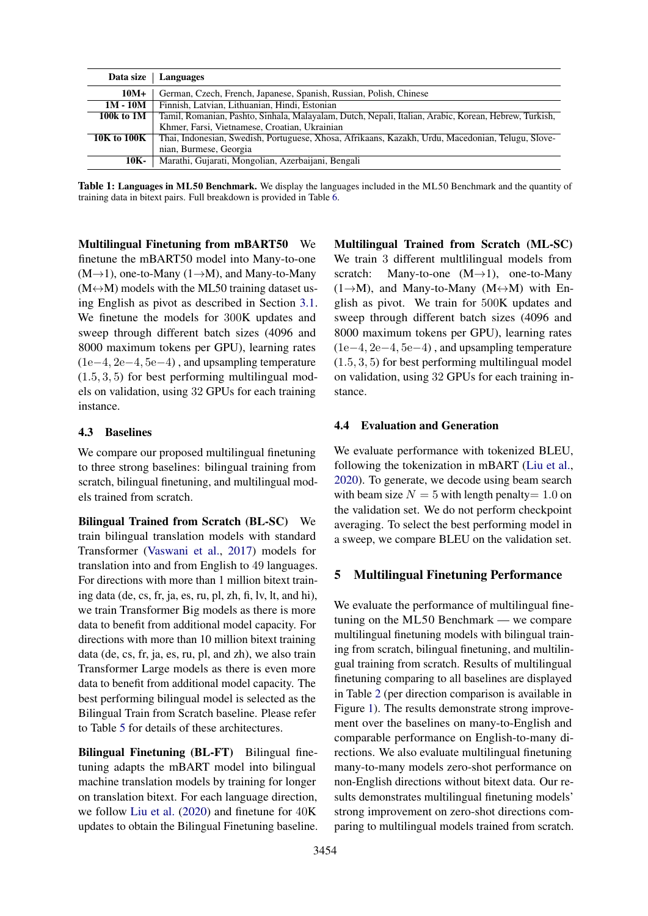| Data size | Languages |
|---|---|
| 10M+ | German, Czech, French, Japanese, Spanish, Russian, Polish, Chinese |
| 1M - 10M | Finnish, Latvian, Lithuanian, Hindi, Estonian |
| 100k to 1M | Tamil, Romanian, Pashto, Sinhala, Malayalam, Dutch, Nepali, Italian, Arabic, Korean, Hebrew, Turkish, Khmer, Farsi, Vietnamese, Croatian, Ukrainian |
| 10K to 100K | Thai, Indonesian, Swedish, Portuguese, Xhosa, Afrikaans, Kazakh, Urdu, Macedonian, Telugu, Slovenian, Burmese, Georgia |
| 10K- | Marathi, Gujarati, Mongolian, Azerbaijani, Bengali |

**Table 1: Languages in ML50 Benchmark.** We display the languages included in the ML50 Benchmark and the quantity of training data in bitext pairs. Full breakdown is provided in Table 6.

**Multilingual Finetuning from mBART50** We finetune the mBART50 model into Many-to-one (M→1), one-to-Many (1→M), and Many-to-Many (M↔M) models with the ML50 training dataset using English as pivot as described in Section 3.1. We finetune the models for 300K updates and sweep through different batch sizes (4096 and 8000 maximum tokens per GPU), learning rates ($1e{-4}, 2e{-4}, 5e{-4}$), and upsampling temperature $(1.5, 3, 5)$ for best performing multilingual models on validation, using 32 GPUs for each training instance.

### 4.3 Baselines

We compare our proposed multilingual finetuning to three strong baselines: bilingual training from scratch, bilingual finetuning, and multilingual models trained from scratch.

**Bilingual Trained from Scratch (BL-SC)** We train bilingual translation models with standard Transformer (Vaswani et al., 2017) models for translation into and from English to 49 languages. For directions with more than 1 million bitext training data (de, cs, fr, ja, es, ru, pl, zh, fi, lv, lt, and hi), we train Transformer Big models as there is more data to benefit from additional model capacity. For directions with more than 10 million bitext training data (de, cs, fr, ja, es, ru, pl, and zh), we also train Transformer Large models as there is even more data to benefit from additional model capacity. The best performing bilingual model is selected as the Bilingual Train from Scratch baseline. Please refer to Table 5 for details of these architectures.

**Bilingual Finetuning (BL-FT)** Bilingual finetuning adapts the mBART model into bilingual machine translation models by training for longer on translation bitext. For each language direction, we follow Liu et al. (2020) and finetune for 40K updates to obtain the Bilingual Finetuning baseline.

**Multilingual Trained from Scratch (ML-SC)** We train 3 different multlilingual models from scratch: Many-to-one (M→1), one-to-Many (1→M), and Many-to-Many (M↔M) with English as pivot. We train for 500K updates and sweep through different batch sizes (4096 and 8000 maximum tokens per GPU), learning rates ($1e{-4}, 2e{-4}, 5e{-4}$), and upsampling temperature $(1.5, 3, 5)$ for best performing multilingual model on validation, using 32 GPUs for each training instance.

### 4.4 Evaluation and Generation

We evaluate performance with tokenized BLEU, following the tokenization in mBART (Liu et al., 2020). To generate, we decode using beam search with beam size $N = 5$ with length penalty$= 1.0$ on the validation set. We do not perform checkpoint averaging. To select the best performing model in a sweep, we compare BLEU on the validation set.

## 5 Multilingual Finetuning Performance

We evaluate the performance of multilingual finetuning on the ML50 Benchmark — we compare multilingual finetuning models with bilingual training from scratch, bilingual finetuning, and multilingual training from scratch. Results of multilingual finetuning comparing to all baselines are displayed in Table 2 (per direction comparison is available in Figure 1). The results demonstrate strong improvement over the baselines on many-to-English and comparable performance on English-to-many directions. We also evaluate multilingual finetuning many-to-many models zero-shot performance on non-English directions without bitext data. Our results demonstrates multilingual finetuning models' strong improvement on zero-shot directions comparing to multilingual models trained from scratch.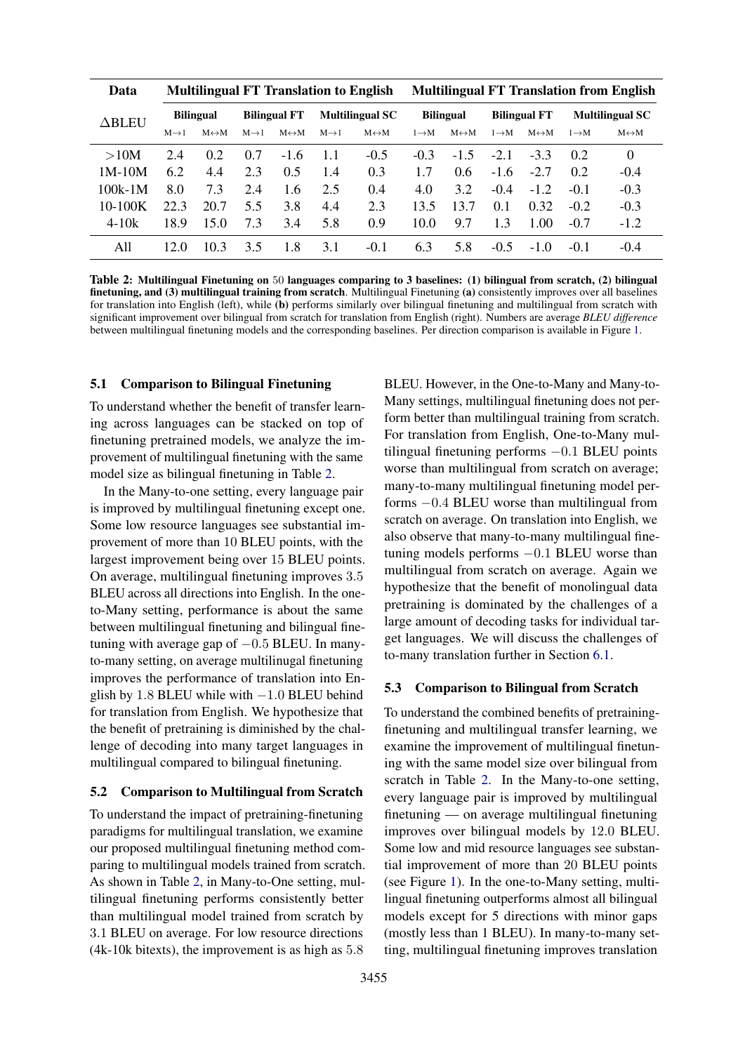| Data | Multilingual FT Translation to English | | | | | | Multilingual FT Translation from English | | | | | |
|---|---|---|---|---|---|---|---|---|---|---|---|---|
| ΔBLEU | Bilingual | | Bilingual FT | | Multilingual SC | | Bilingual | | Bilingual FT | | Multilingual SC | |
| | M→1 | M↔M | M→1 | M↔M | M→1 | M↔M | 1→M | M↔M | 1→M | M↔M | 1→M | M↔M |
| >10M | 2.4 | 0.2 | 0.7 | -1.6 | 1.1 | -0.5 | -0.3 | -1.5 | -2.1 | -3.3 | 0.2 | 0 |
| 1M-10M | 6.2 | 4.4 | 2.3 | 0.5 | 1.4 | 0.3 | 1.7 | 0.6 | -1.6 | -2.7 | 0.2 | -0.4 |
| 100k-1M | 8.0 | 7.3 | 2.4 | 1.6 | 2.5 | 0.4 | 4.0 | 3.2 | -0.4 | -1.2 | -0.1 | -0.3 |
| 10-100K | 22.3 | 20.7 | 5.5 | 3.8 | 4.4 | 2.3 | 13.5 | 13.7 | 0.1 | 0.32 | -0.2 | -0.3 |
| 4-10k | 18.9 | 15.0 | 7.3 | 3.4 | 5.8 | 0.9 | 10.0 | 9.7 | 1.3 | 1.00 | -0.7 | -1.2 |
| All | 12.0 | 10.3 | 3.5 | 1.8 | 3.1 | -0.1 | 6.3 | 5.8 | -0.5 | -1.0 | -0.1 | -0.4 |

**Table 2: Multilingual Finetuning on 50 languages comparing to 3 baselines: (1) bilingual from scratch, (2) bilingual finetuning, and (3) multilingual training from scratch**. Multilingual Finetuning **(a)** consistently improves over all baselines for translation into English (left), while **(b)** performs similarly over bilingual finetuning and multilingual from scratch with significant improvement over bilingual from scratch for translation from English (right). Numbers are average *BLEU difference* between multilingual finetuning models and the corresponding baselines. Per direction comparison is available in Figure 1.

### 5.1 Comparison to Bilingual Finetuning

To understand whether the benefit of transfer learning across languages can be stacked on top of finetuning pretrained models, we analyze the improvement of multilingual finetuning with the same model size as bilingual finetuning in Table 2.

In the Many-to-one setting, every language pair is improved by multilingual finetuning except one. Some low resource languages see substantial improvement of more than 10 BLEU points, with the largest improvement being over 15 BLEU points. On average, multilingual finetuning improves 3.5 BLEU across all directions into English. In the one-to-Many setting, performance is about the same between multilingual finetuning and bilingual finetuning with average gap of $-0.5$ BLEU. In many-to-many setting, on average multilingual finetuning improves the performance of translation into English by 1.8 BLEU while with $-1.0$ BLEU behind for translation from English. We hypothesize that the benefit of pretraining is diminished by the challenge of decoding into many target languages in multilingual compared to bilingual finetuning.

### 5.2 Comparison to Multilingual from Scratch

To understand the impact of pretraining-finetuning paradigms for multilingual translation, we examine our proposed multilingual finetuning method comparing to multilingual models trained from scratch. As shown in Table 2, in Many-to-One setting, multilingual finetuning performs consistently better than multilingual model trained from scratch by 3.1 BLEU on average. For low resource directions (4k-10k bitexts), the improvement is as high as 5.8 BLEU. However, in the One-to-Many and Many-to-Many settings, multilingual finetuning does not perform better than multilingual training from scratch. For translation from English, One-to-Many multilingual finetuning performs $-0.1$ BLEU points worse than multilingual from scratch on average; many-to-many multilingual finetuning model performs $-0.4$ BLEU worse than multilingual from scratch on average. On translation into English, we also observe that many-to-many multilingual finetuning models performs $-0.1$ BLEU worse than multilingual from scratch on average. Again we hypothesize that the benefit of monolingual data pretraining is dominated by the challenges of a large amount of decoding tasks for individual target languages. We will discuss the challenges of to-many translation further in Section 6.1.

### 5.3 Comparison to Bilingual from Scratch

To understand the combined benefits of pretraining-finetuning and multilingual transfer learning, we examine the improvement of multilingual finetuning with the same model size over bilingual from scratch in Table 2. In the Many-to-one setting, every language pair is improved by multilingual finetuning — on average multilingual finetuning improves over bilingual models by 12.0 BLEU. Some low and mid resource languages see substantial improvement of more than 20 BLEU points (see Figure 1). In the one-to-Many setting, multilingual finetuning outperforms almost all bilingual models except for 5 directions with minor gaps (mostly less than 1 BLEU). In many-to-many setting, multilingual finetuning improves translation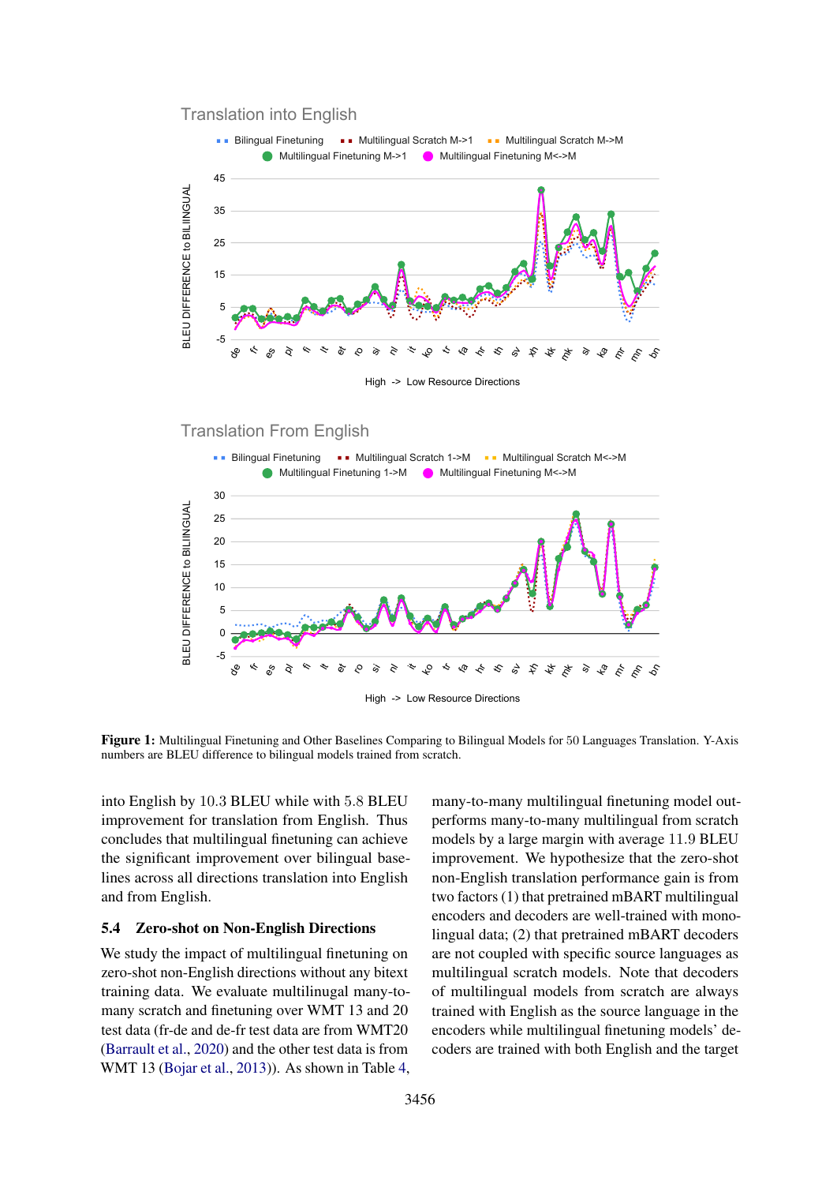**Figure 1:** Multilingual Finetuning and Other Baselines Comparing to Bilingual Models for 50 Languages Translation. Y-Axis numbers are BLEU difference to bilingual models trained from scratch.

into English by 10.3 BLEU while with 5.8 BLEU improvement for translation from English. Thus concludes that multilingual finetuning can achieve the significant improvement over bilingual baselines across all directions translation into English and from English.

### 5.4 Zero-shot on Non-English Directions

We study the impact of multilingual finetuning on zero-shot non-English directions without any bitext training data. We evaluate multilingual many-to-many scratch and finetuning over WMT 13 and 20 test data (fr-de and de-fr test data are from WMT20 (Barrault et al., 2020) and the other test data is from WMT 13 (Bojar et al., 2013)). As shown in Table 4, many-to-many multilingual finetuning model outperforms many-to-many multilingual from scratch models by a large margin with average 11.9 BLEU improvement. We hypothesize that the zero-shot non-English translation performance gain is from two factors (1) that pretrained mBART multilingual encoders and decoders are well-trained with monolingual data; (2) that pretrained mBART decoders are not coupled with specific source languages as multilingual scratch models. Note that decoders of multilingual models from scratch are always trained with English as the source language in the encoders while multilingual finetuning models' decoders are trained with both English and the target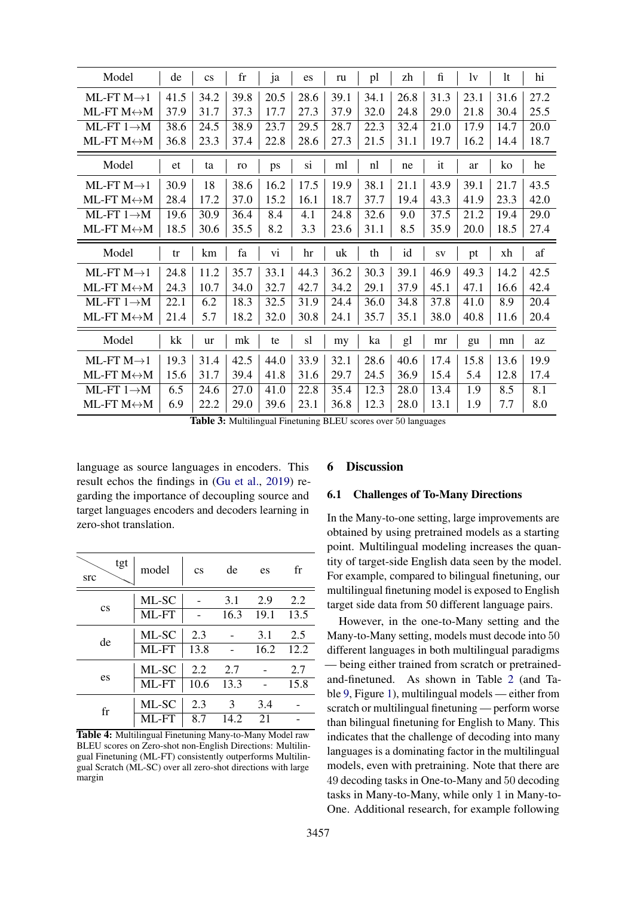| Model | de | cs | fr | ja | es | ru | pl | zh | fi | lv | lt | hi |
|---|---|---|---|---|---|---|---|---|---|---|---|---|
| ML-FT M→1 | 41.5 | 34.2 | 39.8 | 20.5 | 28.6 | 39.1 | 34.1 | 26.8 | 31.3 | 23.1 | 31.6 | 27.2 |
| ML-FT M↔M | 37.9 | 31.7 | 37.3 | 17.7 | 27.3 | 37.9 | 32.0 | 24.8 | 29.0 | 21.8 | 30.4 | 25.5 |
| ML-FT 1→M | 38.6 | 24.5 | 38.9 | 23.7 | 29.5 | 28.7 | 22.3 | 32.4 | 21.0 | 17.9 | 14.7 | 20.0 |
| ML-FT M↔M | 36.8 | 23.3 | 37.4 | 22.8 | 28.6 | 27.3 | 21.5 | 31.1 | 19.7 | 16.2 | 14.4 | 18.7 |
| **Model** | **et** | **ta** | **ro** | **ps** | **si** | **ml** | **nl** | **ne** | **it** | **ar** | **ko** | **he** |
| ML-FT M→1 | 30.9 | 18 | 38.6 | 16.2 | 17.5 | 19.9 | 38.1 | 21.1 | 43.9 | 39.1 | 21.7 | 43.5 |
| ML-FT M↔M | 28.4 | 17.2 | 37.0 | 15.2 | 16.1 | 18.7 | 37.7 | 19.4 | 43.3 | 41.9 | 23.3 | 42.0 |
| ML-FT 1→M | 19.6 | 30.9 | 36.4 | 8.4 | 4.1 | 24.8 | 32.6 | 9.0 | 37.5 | 21.2 | 19.4 | 29.0 |
| ML-FT M↔M | 18.5 | 30.6 | 35.5 | 8.2 | 3.3 | 23.6 | 31.1 | 8.5 | 35.9 | 20.0 | 18.5 | 27.4 |
| **Model** | **tr** | **km** | **fa** | **vi** | **hr** | **uk** | **th** | **id** | **sv** | **pt** | **xh** | **af** |
| ML-FT M→1 | 24.8 | 11.2 | 35.7 | 33.1 | 44.3 | 36.2 | 30.3 | 39.1 | 46.9 | 49.3 | 14.2 | 42.5 |
| ML-FT M↔M | 24.3 | 10.7 | 34.0 | 32.7 | 42.7 | 34.2 | 29.1 | 37.9 | 45.1 | 47.1 | 16.6 | 42.4 |
| ML-FT 1→M | 22.1 | 6.2 | 18.3 | 32.5 | 31.9 | 24.4 | 36.0 | 34.8 | 37.8 | 41.0 | 8.9 | 20.4 |
| ML-FT M↔M | 21.4 | 5.7 | 18.2 | 32.0 | 30.8 | 24.1 | 35.7 | 35.1 | 38.0 | 40.8 | 11.6 | 20.4 |
| **Model** | **kk** | **ur** | **mk** | **te** | **sl** | **my** | **ka** | **gl** | **mr** | **gu** | **mn** | **az** |
| ML-FT M→1 | 19.3 | 31.4 | 42.5 | 44.0 | 33.9 | 32.1 | 28.6 | 40.6 | 17.4 | 15.8 | 13.6 | 19.9 |
| ML-FT M↔M | 15.6 | 31.7 | 39.4 | 41.8 | 31.6 | 29.7 | 24.5 | 36.9 | 15.4 | 5.4 | 12.8 | 17.4 |
| ML-FT 1→M | 6.5 | 24.6 | 27.0 | 41.0 | 22.8 | 35.4 | 12.3 | 28.0 | 13.4 | 1.9 | 8.5 | 8.1 |
| ML-FT M↔M | 6.9 | 22.2 | 29.0 | 39.6 | 23.1 | 36.8 | 12.3 | 28.0 | 13.1 | 1.9 | 7.7 | 8.0 |

**Table 3:** Multilingual Finetuning BLEU scores over 50 languages

language as source languages in encoders. This result echos the findings in (Gu et al., 2019) regarding the importance of decoupling source and target languages encoders and decoders learning in zero-shot translation.

| src \ tgt | model | cs | de | es | fr |
|---|---|---|---|---|---|
| cs | ML-SC | - | 3.1 | 2.9 | 2.2 |
| | ML-FT | - | 16.3 | 19.1 | 13.5 |
| de | ML-SC | 2.3 | - | 3.1 | 2.5 |
| | ML-FT | 13.8 | - | 16.2 | 12.2 |
| es | ML-SC | 2.2 | 2.7 | - | 2.7 |
| | ML-FT | 10.6 | 13.3 | - | 15.8 |
| fr | ML-SC | 2.3 | 3 | 3.4 | - |
| | ML-FT | 8.7 | 14.2 | 21 | - |

**Table 4:** Multilingual Finetuning Many-to-Many Model raw BLEU scores on Zero-shot non-English Directions: Multilingual Finetuning (ML-FT) consistently outperforms Multilingual Scratch (ML-SC) over all zero-shot directions with large margin

## 6 Discussion

### 6.1 Challenges of To-Many Directions

In the Many-to-one setting, large improvements are obtained by using pretrained models as a starting point. Multilingual modeling increases the quantity of target-side English data seen by the model. For example, compared to bilingual finetuning, our multilingual finetuning model is exposed to English target side data from 50 different language pairs.

However, in the one-to-Many setting and the Many-to-Many setting, models must decode into 50 different languages in both multilingual paradigms — being either trained from scratch or pretrained-and-finetuned. As shown in Table 2 (and Table 9, Figure 1), multilingual models — either from scratch or multilingual finetuning — perform worse than bilingual finetuning for English to Many. This indicates that the challenge of decoding into many languages is a dominating factor in the multilingual models, even with pretraining. Note that there are 49 decoding tasks in One-to-Many and 50 decoding tasks in Many-to-Many, while only 1 in Many-to-One. Additional research, for example following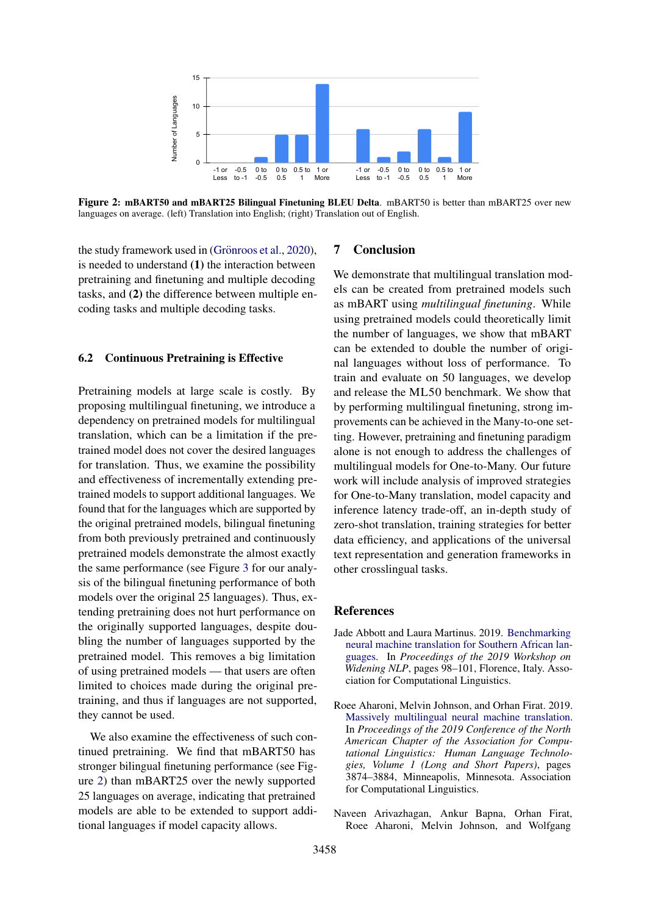**Figure 2: mBART50 and mBART25 Bilingual Finetuning BLEU Delta**. mBART50 is better than mBART25 over new languages on average. (left) Translation into English; (right) Translation out of English.

the study framework used in (Grönroos et al., 2020), is needed to understand **(1)** the interaction between pretraining and finetuning and multiple decoding tasks, and **(2)** the difference between multiple encoding tasks and multiple decoding tasks.

### 6.2 Continuous Pretraining is Effective

Pretraining models at large scale is costly. By proposing multilingual finetuning, we introduce a dependency on pretrained models for multilingual translation, which can be a limitation if the pretrained model does not cover the desired languages for translation. Thus, we examine the possibility and effectiveness of incrementally extending pretrained models to support additional languages. We found that for the languages which are supported by the original pretrained models, bilingual finetuning from both previously pretrained and continuously pretrained models demonstrate the almost exactly the same performance (see Figure 3 for our analysis of the bilingual finetuning performance of both models over the original 25 languages). Thus, extending pretraining does not hurt performance on the originally supported languages, despite doubling the number of languages supported by the pretrained model. This removes a big limitation of using pretrained models — that users are often limited to choices made during the original pretraining, and thus if languages are not supported, they cannot be used.

We also examine the effectiveness of such continued pretraining. We find that mBART50 has stronger bilingual finetuning performance (see Figure 2) than mBART25 over the newly supported 25 languages on average, indicating that pretrained models are able to be extended to support additional languages if model capacity allows.

## 7 Conclusion

We demonstrate that multilingual translation models can be created from pretrained models such as mBART using *multilingual finetuning*. While using pretrained models could theoretically limit the number of languages, we show that mBART can be extended to double the number of original languages without loss of performance. To train and evaluate on 50 languages, we develop and release the ML50 benchmark. We show that by performing multilingual finetuning, strong improvements can be achieved in the Many-to-one setting. However, pretraining and finetuning paradigm alone is not enough to address the challenges of multilingual models for One-to-Many. Our future work will include analysis of improved strategies for One-to-Many translation, model capacity and inference latency trade-off, an in-depth study of zero-shot translation, training strategies for better data efficiency, and applications of the universal text representation and generation frameworks in other crosslingual tasks.

## References

Jade Abbott and Laura Martinus. 2019. Benchmarking neural machine translation for Southern African languages. In *Proceedings of the 2019 Workshop on Widening NLP*, pages 98–101, Florence, Italy. Association for Computational Linguistics.

Roee Aharoni, Melvin Johnson, and Orhan Firat. 2019. Massively multilingual neural machine translation. In *Proceedings of the 2019 Conference of the North American Chapter of the Association for Computational Linguistics: Human Language Technologies, Volume 1 (Long and Short Papers)*, pages 3874–3884, Minneapolis, Minnesota. Association for Computational Linguistics.

Naveen Arivazhagan, Ankur Bapna, Orhan Firat, Roee Aharoni, Melvin Johnson, and Wolfgang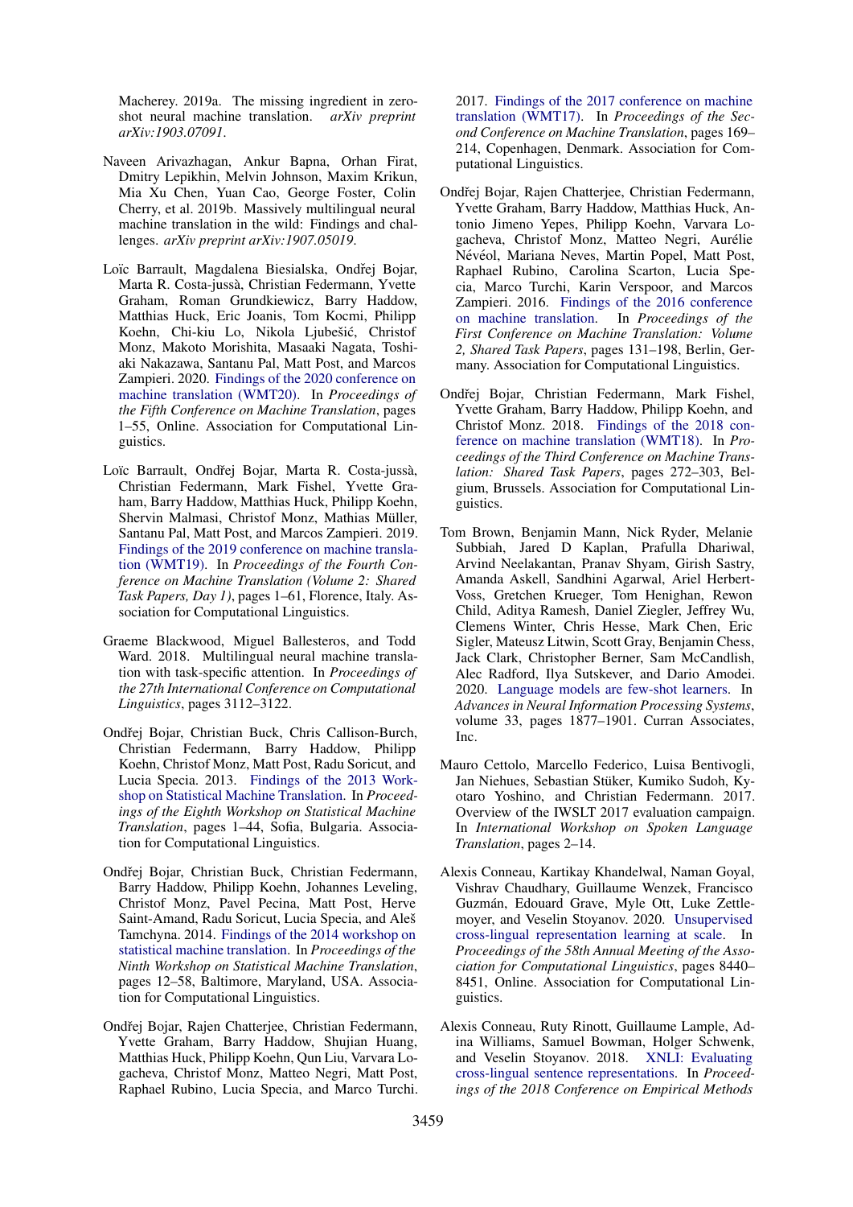Macherey. 2019a. The missing ingredient in zero-shot neural machine translation. *arXiv preprint arXiv:1903.07091*.

Naveen Arivazhagan, Ankur Bapna, Orhan Firat, Dmitry Lepikhin, Melvin Johnson, Maxim Krikun, Mia Xu Chen, Yuan Cao, George Foster, Colin Cherry, et al. 2019b. Massively multilingual neural machine translation in the wild: Findings and challenges. *arXiv preprint arXiv:1907.05019*.

Loïc Barrault, Magdalena Biesialska, Ondřej Bojar, Marta R. Costa-jussà, Christian Federmann, Yvette Graham, Roman Grundkiewicz, Barry Haddow, Matthias Huck, Eric Joanis, Tom Kocmi, Philipp Koehn, Chi-kiu Lo, Nikola Ljubešić, Christof Monz, Makoto Morishita, Masaaki Nagata, Toshiaki Nakazawa, Santanu Pal, Matt Post, and Marcos Zampieri. 2020. Findings of the 2020 conference on machine translation (WMT20). In *Proceedings of the Fifth Conference on Machine Translation*, pages 1–55, Online. Association for Computational Linguistics.

Loïc Barrault, Ondřej Bojar, Marta R. Costa-jussà, Christian Federmann, Mark Fishel, Yvette Graham, Barry Haddow, Matthias Huck, Philipp Koehn, Shervin Malmasi, Christof Monz, Mathias Müller, Santanu Pal, Matt Post, and Marcos Zampieri. 2019. Findings of the 2019 conference on machine translation (WMT19). In *Proceedings of the Fourth Conference on Machine Translation (Volume 2: Shared Task Papers, Day 1)*, pages 1–61, Florence, Italy. Association for Computational Linguistics.

Graeme Blackwood, Miguel Ballesteros, and Todd Ward. 2018. Multilingual neural machine translation with task-specific attention. In *Proceedings of the 27th International Conference on Computational Linguistics*, pages 3112–3122.

Ondřej Bojar, Christian Buck, Chris Callison-Burch, Christian Federmann, Barry Haddow, Philipp Koehn, Christof Monz, Matt Post, Radu Soricut, and Lucia Specia. 2013. Findings of the 2013 Workshop on Statistical Machine Translation. In *Proceedings of the Eighth Workshop on Statistical Machine Translation*, pages 1–44, Sofia, Bulgaria. Association for Computational Linguistics.

Ondřej Bojar, Christian Buck, Christian Federmann, Barry Haddow, Philipp Koehn, Johannes Leveling, Christof Monz, Pavel Pecina, Matt Post, Herve Saint-Amand, Radu Soricut, Lucia Specia, and Aleš Tamchyna. 2014. Findings of the 2014 workshop on statistical machine translation. In *Proceedings of the Ninth Workshop on Statistical Machine Translation*, pages 12–58, Baltimore, Maryland, USA. Association for Computational Linguistics.

Ondřej Bojar, Rajen Chatterjee, Christian Federmann, Yvette Graham, Barry Haddow, Shujian Huang, Matthias Huck, Philipp Koehn, Qun Liu, Varvara Logacheva, Christof Monz, Matteo Negri, Matt Post, Raphael Rubino, Lucia Specia, and Marco Turchi. 2017. Findings of the 2017 conference on machine translation (WMT17). In *Proceedings of the Second Conference on Machine Translation*, pages 169–214, Copenhagen, Denmark. Association for Computational Linguistics.

Ondřej Bojar, Rajen Chatterjee, Christian Federmann, Yvette Graham, Barry Haddow, Matthias Huck, Antonio Jimeno Yepes, Philipp Koehn, Varvara Logacheva, Christof Monz, Matteo Negri, Aurélie Névéol, Mariana Neves, Martin Popel, Matt Post, Raphael Rubino, Carolina Scarton, Lucia Specia, Marco Turchi, Karin Verspoor, and Marcos Zampieri. 2016. Findings of the 2016 conference on machine translation. In *Proceedings of the First Conference on Machine Translation: Volume 2, Shared Task Papers*, pages 131–198, Berlin, Germany. Association for Computational Linguistics.

Ondřej Bojar, Christian Federmann, Mark Fishel, Yvette Graham, Barry Haddow, Philipp Koehn, and Christof Monz. 2018. Findings of the 2018 conference on machine translation (WMT18). In *Proceedings of the Third Conference on Machine Translation: Shared Task Papers*, pages 272–303, Belgium, Brussels. Association for Computational Linguistics.

Tom Brown, Benjamin Mann, Nick Ryder, Melanie Subbiah, Jared D Kaplan, Prafulla Dhariwal, Arvind Neelakantan, Pranav Shyam, Girish Sastry, Amanda Askell, Sandhini Agarwal, Ariel Herbert-Voss, Gretchen Krueger, Tom Henighan, Rewon Child, Aditya Ramesh, Daniel Ziegler, Jeffrey Wu, Clemens Winter, Chris Hesse, Mark Chen, Eric Sigler, Mateusz Litwin, Scott Gray, Benjamin Chess, Jack Clark, Christopher Berner, Sam McCandlish, Alec Radford, Ilya Sutskever, and Dario Amodei. 2020. Language models are few-shot learners. In *Advances in Neural Information Processing Systems*, volume 33, pages 1877–1901. Curran Associates, Inc.

Mauro Cettolo, Marcello Federico, Luisa Bentivogli, Jan Niehues, Sebastian Stüker, Kumiko Sudoh, Kyotaro Yoshino, and Christian Federmann. 2017. Overview of the IWSLT 2017 evaluation campaign. In *International Workshop on Spoken Language Translation*, pages 2–14.

Alexis Conneau, Kartikay Khandelwal, Naman Goyal, Vishrav Chaudhary, Guillaume Wenzek, Francisco Guzmán, Edouard Grave, Myle Ott, Luke Zettlemoyer, and Veselin Stoyanov. 2020. Unsupervised cross-lingual representation learning at scale. In *Proceedings of the 58th Annual Meeting of the Association for Computational Linguistics*, pages 8440–8451, Online. Association for Computational Linguistics.

Alexis Conneau, Ruty Rinott, Guillaume Lample, Adina Williams, Samuel Bowman, Holger Schwenk, and Veselin Stoyanov. 2018. XNLI: Evaluating cross-lingual sentence representations. In *Proceedings of the 2018 Conference on Empirical Methods*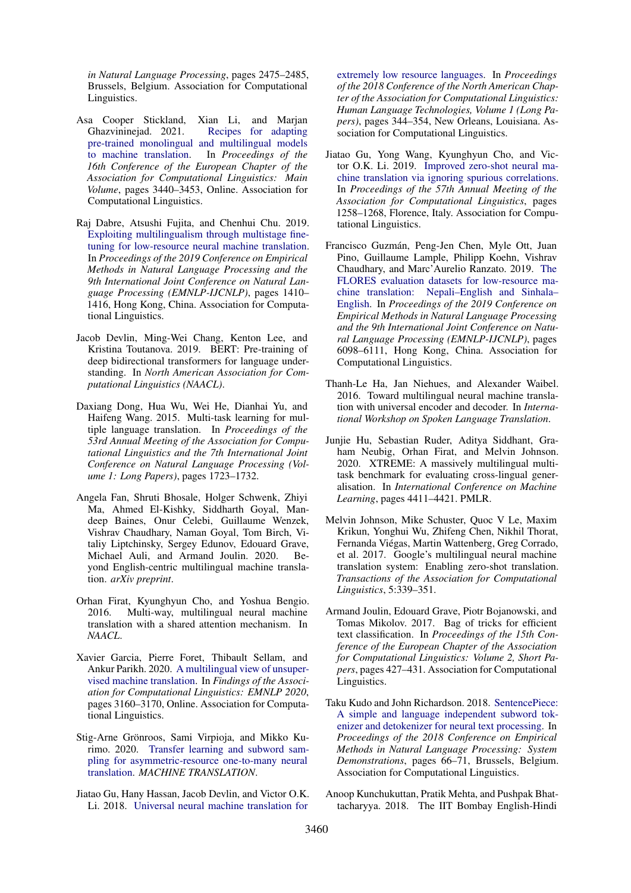*in Natural Language Processing*, pages 2475–2485, Brussels, Belgium. Association for Computational Linguistics.

Asa Cooper Stickland, Xian Li, and Marjan Ghazvininejad. 2021. Recipes for adapting pre-trained monolingual and multilingual models to machine translation. In *Proceedings of the 16th Conference of the European Chapter of the Association for Computational Linguistics: Main Volume*, pages 3440–3453, Online. Association for Computational Linguistics.

Raj Dabre, Atsushi Fujita, and Chenhui Chu. 2019. Exploiting multilingualism through multistage fine-tuning for low-resource neural machine translation. In *Proceedings of the 2019 Conference on Empirical Methods in Natural Language Processing and the 9th International Joint Conference on Natural Language Processing (EMNLP-IJCNLP)*, pages 1410–1416, Hong Kong, China. Association for Computational Linguistics.

Jacob Devlin, Ming-Wei Chang, Kenton Lee, and Kristina Toutanova. 2019. BERT: Pre-training of deep bidirectional transformers for language understanding. In *North American Association for Computational Linguistics (NAACL)*.

Daxiang Dong, Hua Wu, Wei He, Dianhai Yu, and Haifeng Wang. 2015. Multi-task learning for multiple language translation. In *Proceedings of the 53rd Annual Meeting of the Association for Computational Linguistics and the 7th International Joint Conference on Natural Language Processing (Volume 1: Long Papers)*, pages 1723–1732.

Angela Fan, Shruti Bhosale, Holger Schwenk, Zhiyi Ma, Ahmed El-Kishky, Siddharth Goyal, Mandeep Baines, Onur Celebi, Guillaume Wenzek, Vishrav Chaudhary, Naman Goyal, Tom Birch, Vitaliy Liptchinsky, Sergey Edunov, Edouard Grave, Michael Auli, and Armand Joulin. 2020. Beyond English-centric multilingual machine translation. *arXiv preprint*.

Orhan Firat, Kyunghyun Cho, and Yoshua Bengio. 2016. Multi-way, multilingual neural machine translation with a shared attention mechanism. In *NAACL*.

Xavier Garcia, Pierre Foret, Thibault Sellam, and Ankur Parikh. 2020. A multilingual view of unsupervised machine translation. In *Findings of the Association for Computational Linguistics: EMNLP 2020*, pages 3160–3170, Online. Association for Computational Linguistics.

Stig-Arne Grönroos, Sami Virpioja, and Mikko Kurimo. 2020. Transfer learning and subword sampling for asymmetric-resource one-to-many neural translation. *MACHINE TRANSLATION*.

Jiatao Gu, Hany Hassan, Jacob Devlin, and Victor O.K. Li. 2018. Universal neural machine translation for extremely low resource languages. In *Proceedings of the 2018 Conference of the North American Chapter of the Association for Computational Linguistics: Human Language Technologies, Volume 1 (Long Papers)*, pages 344–354, New Orleans, Louisiana. Association for Computational Linguistics.

Jiatao Gu, Yong Wang, Kyunghyun Cho, and Victor O.K. Li. 2019. Improved zero-shot neural machine translation via ignoring spurious correlations. In *Proceedings of the 57th Annual Meeting of the Association for Computational Linguistics*, pages 1258–1268, Florence, Italy. Association for Computational Linguistics.

Francisco Guzmán, Peng-Jen Chen, Myle Ott, Juan Pino, Guillaume Lample, Philipp Koehn, Vishrav Chaudhary, and Marc'Aurelio Ranzato. 2019. The FLORES evaluation datasets for low-resource machine translation: Nepali–English and Sinhala–English. In *Proceedings of the 2019 Conference on Empirical Methods in Natural Language Processing and the 9th International Joint Conference on Natural Language Processing (EMNLP-IJCNLP)*, pages 6098–6111, Hong Kong, China. Association for Computational Linguistics.

Thanh-Le Ha, Jan Niehues, and Alexander Waibel. 2016. Toward multilingual neural machine translation with universal encoder and decoder. In *International Workshop on Spoken Language Translation*.

Junjie Hu, Sebastian Ruder, Aditya Siddhant, Graham Neubig, Orhan Firat, and Melvin Johnson. 2020. XTREME: A massively multilingual multi-task benchmark for evaluating cross-lingual generalisation. In *International Conference on Machine Learning*, pages 4411–4421. PMLR.

Melvin Johnson, Mike Schuster, Quoc V Le, Maxim Krikun, Yonghui Wu, Zhifeng Chen, Nikhil Thorat, Fernanda Viégas, Martin Wattenberg, Greg Corrado, et al. 2017. Google's multilingual neural machine translation system: Enabling zero-shot translation. *Transactions of the Association for Computational Linguistics*, 5:339–351.

Armand Joulin, Edouard Grave, Piotr Bojanowski, and Tomas Mikolov. 2017. Bag of tricks for efficient text classification. In *Proceedings of the 15th Conference of the European Chapter of the Association for Computational Linguistics: Volume 2, Short Papers*, pages 427–431. Association for Computational Linguistics.

Taku Kudo and John Richardson. 2018. SentencePiece: A simple and language independent subword tokenizer and detokenizer for neural text processing. In *Proceedings of the 2018 Conference on Empirical Methods in Natural Language Processing: System Demonstrations*, pages 66–71, Brussels, Belgium. Association for Computational Linguistics.

Anoop Kunchukuttan, Pratik Mehta, and Pushpak Bhattacharyya. 2018. The IIT Bombay English-Hindi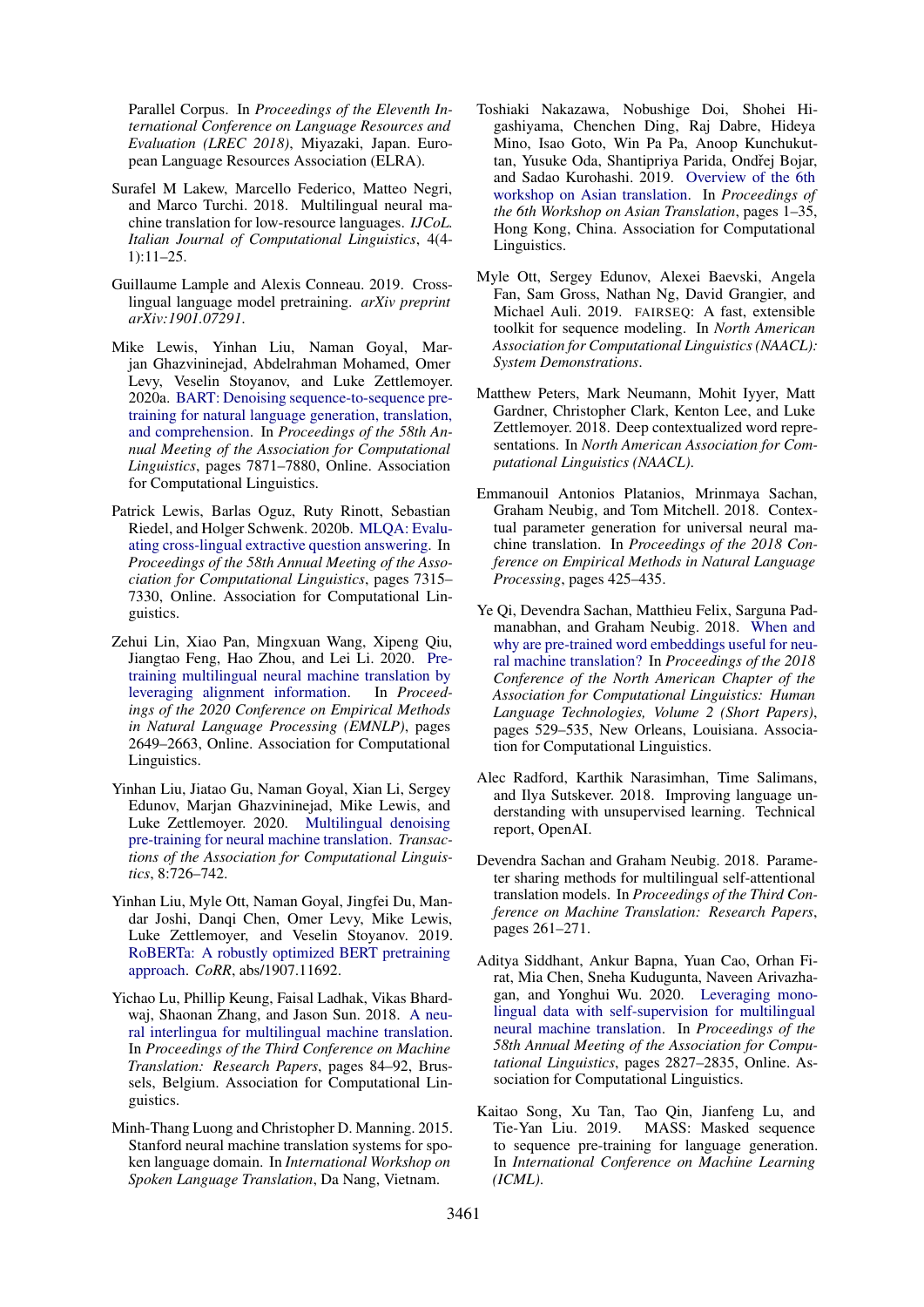Parallel Corpus. In *Proceedings of the Eleventh International Conference on Language Resources and Evaluation (LREC 2018)*, Miyazaki, Japan. European Language Resources Association (ELRA).

Surafel M Lakew, Marcello Federico, Matteo Negri, and Marco Turchi. 2018. Multilingual neural machine translation for low-resource languages. *IJCoL. Italian Journal of Computational Linguistics*, 4(4-1):11–25.

Guillaume Lample and Alexis Conneau. 2019. Cross-lingual language model pretraining. *arXiv preprint arXiv:1901.07291*.

Mike Lewis, Yinhan Liu, Naman Goyal, Marjan Ghazvininejad, Abdelrahman Mohamed, Omer Levy, Veselin Stoyanov, and Luke Zettlemoyer. 2020a. BART: Denoising sequence-to-sequence pre-training for natural language generation, translation, and comprehension. In *Proceedings of the 58th Annual Meeting of the Association for Computational Linguistics*, pages 7871–7880, Online. Association for Computational Linguistics.

Patrick Lewis, Barlas Oguz, Ruty Rinott, Sebastian Riedel, and Holger Schwenk. 2020b. MLQA: Evaluating cross-lingual extractive question answering. In *Proceedings of the 58th Annual Meeting of the Association for Computational Linguistics*, pages 7315–7330, Online. Association for Computational Linguistics.

Zehui Lin, Xiao Pan, Mingxuan Wang, Xipeng Qiu, Jiangtao Feng, Hao Zhou, and Lei Li. 2020. Pre-training multilingual neural machine translation by leveraging alignment information. In *Proceedings of the 2020 Conference on Empirical Methods in Natural Language Processing (EMNLP)*, pages 2649–2663, Online. Association for Computational Linguistics.

Yinhan Liu, Jiatao Gu, Naman Goyal, Xian Li, Sergey Edunov, Marjan Ghazvininejad, Mike Lewis, and Luke Zettlemoyer. 2020. Multilingual denoising pre-training for neural machine translation. *Transactions of the Association for Computational Linguistics*, 8:726–742.

Yinhan Liu, Myle Ott, Naman Goyal, Jingfei Du, Mandar Joshi, Danqi Chen, Omer Levy, Mike Lewis, Luke Zettlemoyer, and Veselin Stoyanov. 2019. RoBERTa: A robustly optimized BERT pretraining approach. *CoRR*, abs/1907.11692.

Yichao Lu, Phillip Keung, Faisal Ladhak, Vikas Bhardwaj, Shaonan Zhang, and Jason Sun. 2018. A neural interlingua for multilingual machine translation. In *Proceedings of the Third Conference on Machine Translation: Research Papers*, pages 84–92, Brussels, Belgium. Association for Computational Linguistics.

Minh-Thang Luong and Christopher D. Manning. 2015. Stanford neural machine translation systems for spoken language domain. In *International Workshop on Spoken Language Translation*, Da Nang, Vietnam.

Toshiaki Nakazawa, Nobushige Doi, Shohei Higashiyama, Chenchen Ding, Raj Dabre, Hideya Mino, Isao Goto, Win Pa Pa, Anoop Kunchukuttan, Yusuke Oda, Shantipriya Parida, Ondřej Bojar, and Sadao Kurohashi. 2019. Overview of the 6th workshop on Asian translation. In *Proceedings of the 6th Workshop on Asian Translation*, pages 1–35, Hong Kong, China. Association for Computational Linguistics.

Myle Ott, Sergey Edunov, Alexei Baevski, Angela Fan, Sam Gross, Nathan Ng, David Grangier, and Michael Auli. 2019. FAIRSEQ: A fast, extensible toolkit for sequence modeling. In *North American Association for Computational Linguistics (NAACL): System Demonstrations*.

Matthew Peters, Mark Neumann, Mohit Iyyer, Matt Gardner, Christopher Clark, Kenton Lee, and Luke Zettlemoyer. 2018. Deep contextualized word representations. In *North American Association for Computational Linguistics (NAACL)*.

Emmanouil Antonios Platanios, Mrinmaya Sachan, Graham Neubig, and Tom Mitchell. 2018. Contextual parameter generation for universal neural machine translation. In *Proceedings of the 2018 Conference on Empirical Methods in Natural Language Processing*, pages 425–435.

Ye Qi, Devendra Sachan, Matthieu Felix, Sarguna Padmanabhan, and Graham Neubig. 2018. When and why are pre-trained word embeddings useful for neural machine translation? In *Proceedings of the 2018 Conference of the North American Chapter of the Association for Computational Linguistics: Human Language Technologies, Volume 2 (Short Papers)*, pages 529–535, New Orleans, Louisiana. Association for Computational Linguistics.

Alec Radford, Karthik Narasimhan, Time Salimans, and Ilya Sutskever. 2018. Improving language understanding with unsupervised learning. Technical report, OpenAI.

Devendra Sachan and Graham Neubig. 2018. Parameter sharing methods for multilingual self-attentional translation models. In *Proceedings of the Third Conference on Machine Translation: Research Papers*, pages 261–271.

Aditya Siddhant, Ankur Bapna, Yuan Cao, Orhan Firat, Mia Chen, Sneha Kudugunta, Naveen Arivazhagan, and Yonghui Wu. 2020. Leveraging monolingual data with self-supervision for multilingual neural machine translation. In *Proceedings of the 58th Annual Meeting of the Association for Computational Linguistics*, pages 2827–2835, Online. Association for Computational Linguistics.

Kaitao Song, Xu Tan, Tao Qin, Jianfeng Lu, and Tie-Yan Liu. 2019. MASS: Masked sequence to sequence pre-training for language generation. In *International Conference on Machine Learning (ICML)*.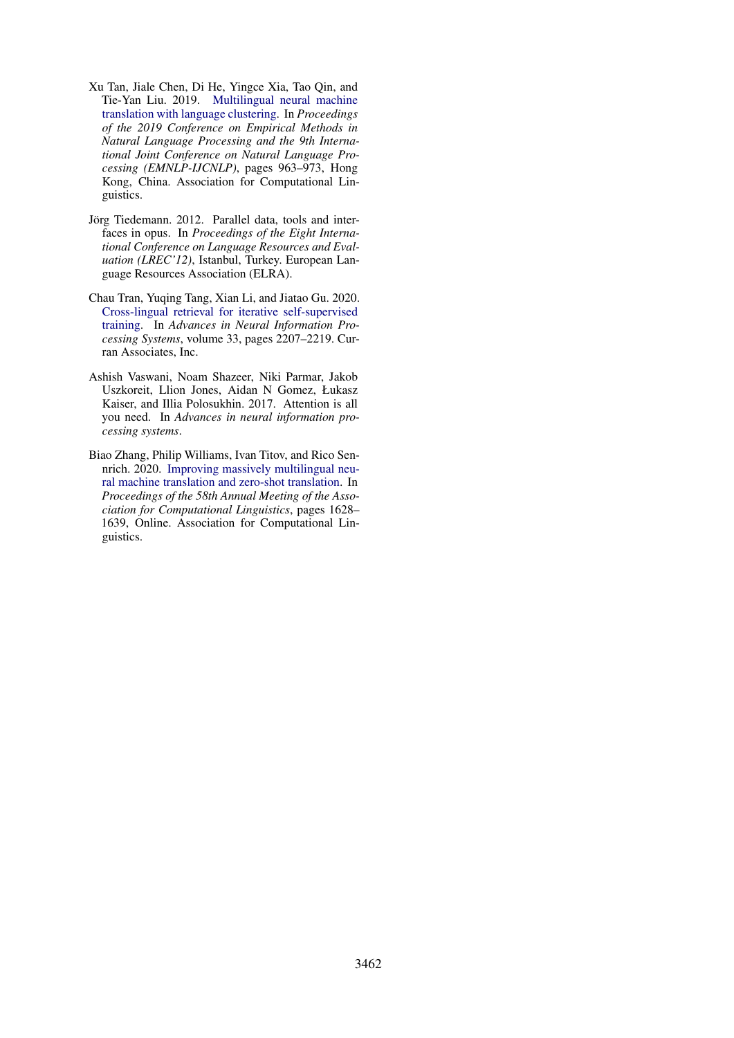Xu Tan, Jiale Chen, Di He, Yingce Xia, Tao Qin, and Tie-Yan Liu. 2019. Multilingual neural machine translation with language clustering. In *Proceedings of the 2019 Conference on Empirical Methods in Natural Language Processing and the 9th International Joint Conference on Natural Language Processing (EMNLP-IJCNLP)*, pages 963–973, Hong Kong, China. Association for Computational Linguistics.

Jörg Tiedemann. 2012. Parallel data, tools and interfaces in opus. In *Proceedings of the Eight International Conference on Language Resources and Evaluation (LREC'12)*, Istanbul, Turkey. European Language Resources Association (ELRA).

Chau Tran, Yuqing Tang, Xian Li, and Jiatao Gu. 2020. Cross-lingual retrieval for iterative self-supervised training. In *Advances in Neural Information Processing Systems*, volume 33, pages 2207–2219. Curran Associates, Inc.

Ashish Vaswani, Noam Shazeer, Niki Parmar, Jakob Uszkoreit, Llion Jones, Aidan N Gomez, Łukasz Kaiser, and Illia Polosukhin. 2017. Attention is all you need. In *Advances in neural information processing systems*.

Biao Zhang, Philip Williams, Ivan Titov, and Rico Sennrich. 2020. Improving massively multilingual neural machine translation and zero-shot translation. In *Proceedings of the 58th Annual Meeting of the Association for Computational Linguistics*, pages 1628–1639, Online. Association for Computational Linguistics.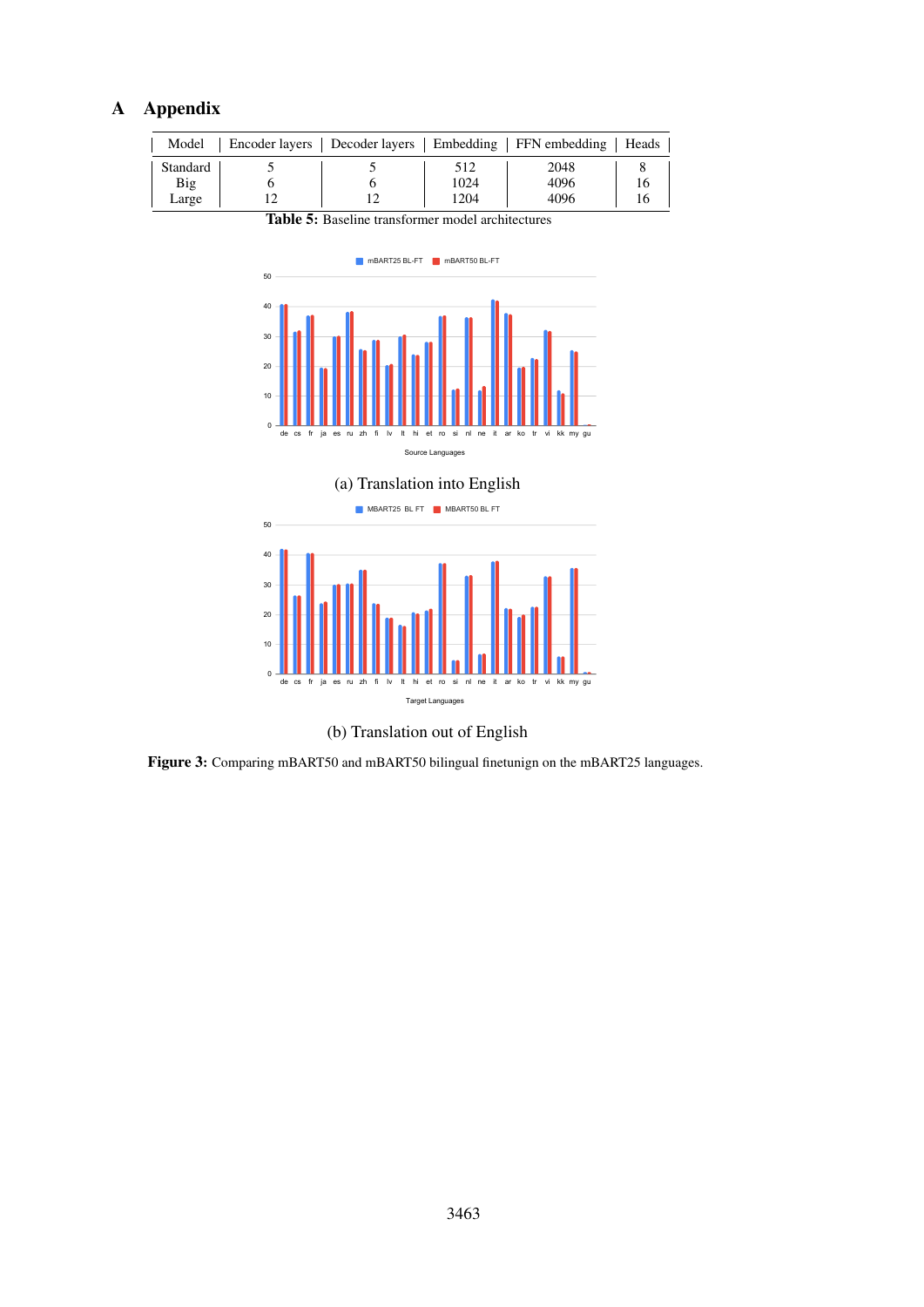# A Appendix

| Model | Encoder layers | Decoder layers | Embedding | FFN embedding | Heads |
|---|---|---|---|---|---|
| Standard | 5 | 5 | 512 | 2048 | 8 |
| Big | 6 | 6 | 1024 | 4096 | 16 |
| Large | 12 | 12 | 1204 | 4096 | 16 |

**Table 5:** Baseline transformer model architectures

(a) Translation into English

(b) Translation out of English

**Figure 3:** Comparing mBART50 and mBART50 bilingual finetunign on the mBART25 languages.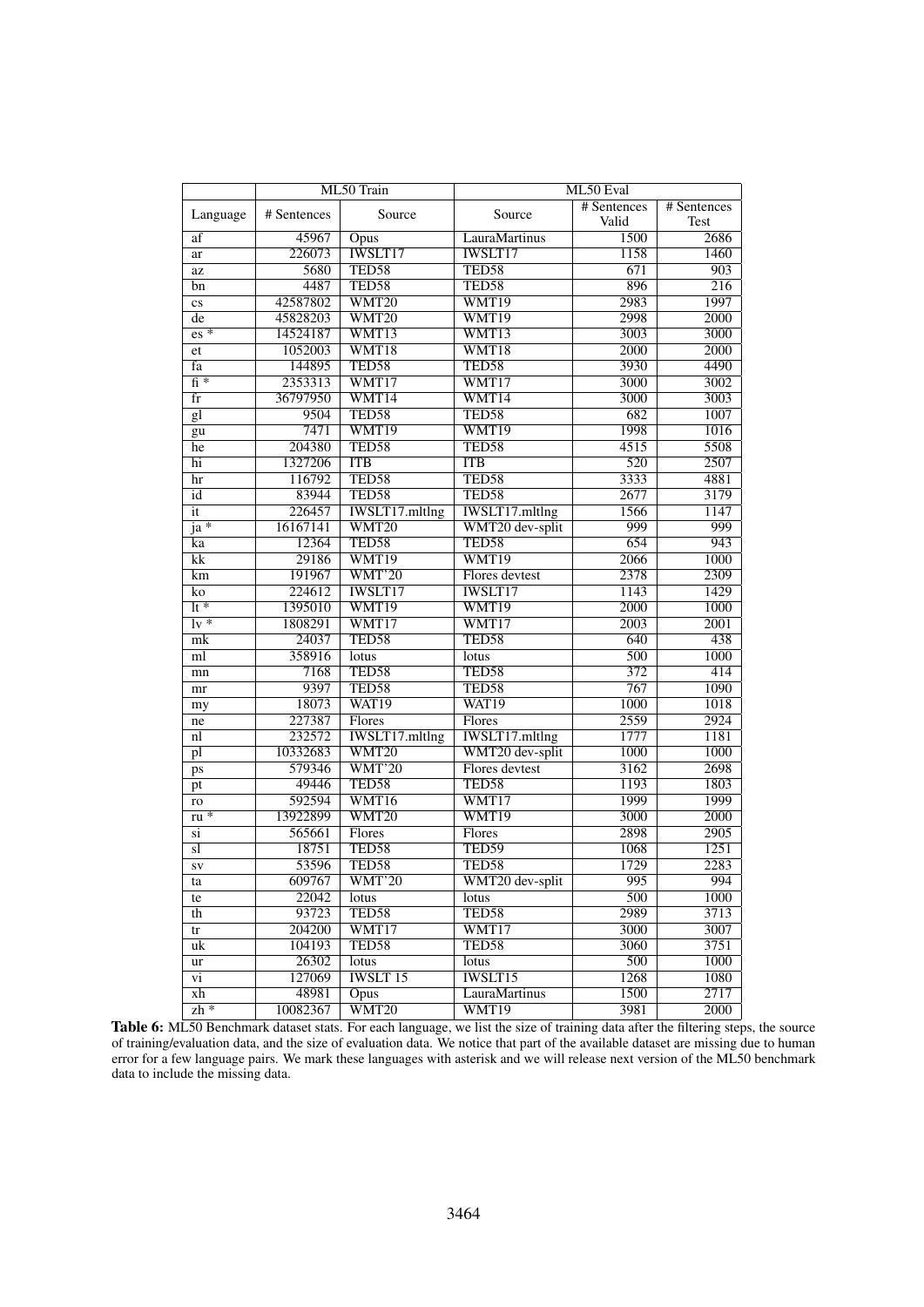| | ML50 Train | | ML50 Eval | | |
|---|---|---|---|---|---|
| Language | # Sentences | Source | Source | # Sentences Valid | # Sentences Test |
| af | 45967 | Opus | LauraMartinus | 1500 | 2686 |
| ar | 226073 | IWSLT17 | IWSLT17 | 1158 | 1460 |
| az | 5680 | TED58 | TED58 | 671 | 903 |
| bn | 4487 | TED58 | TED58 | 896 | 216 |
| cs | 42587802 | WMT20 | WMT19 | 2983 | 1997 |
| de | 45828203 | WMT20 | WMT19 | 2998 | 2000 |
| es * | 14524187 | WMT13 | WMT13 | 3003 | 3000 |
| et | 1052003 | WMT18 | WMT18 | 2000 | 2000 |
| fa | 144895 | TED58 | TED58 | 3930 | 4490 |
| fi * | 2353313 | WMT17 | WMT17 | 3000 | 3002 |
| fr | 36797950 | WMT14 | WMT14 | 3000 | 3003 |
| gl | 9504 | TED58 | TED58 | 682 | 1007 |
| gu | 7471 | WMT19 | WMT19 | 1998 | 1016 |
| he | 204380 | TED58 | TED58 | 4515 | 5508 |
| hi | 1327206 | ITB | ITB | 520 | 2507 |
| hr | 116792 | TED58 | TED58 | 3333 | 4881 |
| id | 83944 | TED58 | TED58 | 2677 | 3179 |
| it | 226457 | IWSLT17.mltlng | IWSLT17.mltlng | 1566 | 1147 |
| ja * | 16167141 | WMT20 | WMT20 dev-split | 999 | 999 |
| ka | 12364 | TED58 | TED58 | 654 | 943 |
| kk | 29186 | WMT19 | WMT19 | 2066 | 1000 |
| km | 191967 | WMT'20 | Flores devtest | 2378 | 2309 |
| ko | 224612 | IWSLT17 | IWSLT17 | 1143 | 1429 |
| lt * | 1395010 | WMT19 | WMT19 | 2000 | 1000 |
| lv * | 1808291 | WMT17 | WMT17 | 2003 | 2001 |
| mk | 24037 | TED58 | TED58 | 640 | 438 |
| ml | 358916 | lotus | lotus | 500 | 1000 |
| mn | 7168 | TED58 | TED58 | 372 | 414 |
| mr | 9397 | TED58 | TED58 | 767 | 1090 |
| my | 18073 | WAT19 | WAT19 | 1000 | 1018 |
| ne | 227387 | Flores | Flores | 2559 | 2924 |
| nl | 232572 | IWSLT17.mltlng | IWSLT17.mltlng | 1777 | 1181 |
| pl | 10332683 | WMT20 | WMT20 dev-split | 1000 | 1000 |
| ps | 579346 | WMT'20 | Flores devtest | 3162 | 2698 |
| pt | 49446 | TED58 | TED58 | 1193 | 1803 |
| ro | 592594 | WMT16 | WMT17 | 1999 | 1999 |
| ru * | 13922899 | WMT20 | WMT19 | 3000 | 2000 |
| si | 565661 | Flores | Flores | 2898 | 2905 |
| sl | 18751 | TED58 | TED59 | 1068 | 1251 |
| sv | 53596 | TED58 | TED58 | 1729 | 2283 |
| ta | 609767 | WMT'20 | WMT20 dev-split | 995 | 994 |
| te | 22042 | lotus | lotus | 500 | 1000 |
| th | 93723 | TED58 | TED58 | 2989 | 3713 |
| tr | 204200 | WMT17 | WMT17 | 3000 | 3007 |
| uk | 104193 | TED58 | TED58 | 3060 | 3751 |
| ur | 26302 | lotus | lotus | 500 | 1000 |
| vi | 127069 | IWSLT 15 | IWSLT15 | 1268 | 1080 |
| xh | 48981 | Opus | LauraMartinus | 1500 | 2717 |
| zh * | 10082367 | WMT20 | WMT19 | 3981 | 2000 |

**Table 6:** ML50 Benchmark dataset stats. For each language, we list the size of training data after the filtering steps, the source of training/evaluation data, and the size of evaluation data. We notice that part of the available dataset are missing due to human error for a few language pairs. We mark these languages with asterisk and we will release next version of the ML50 benchmark data to include the missing data.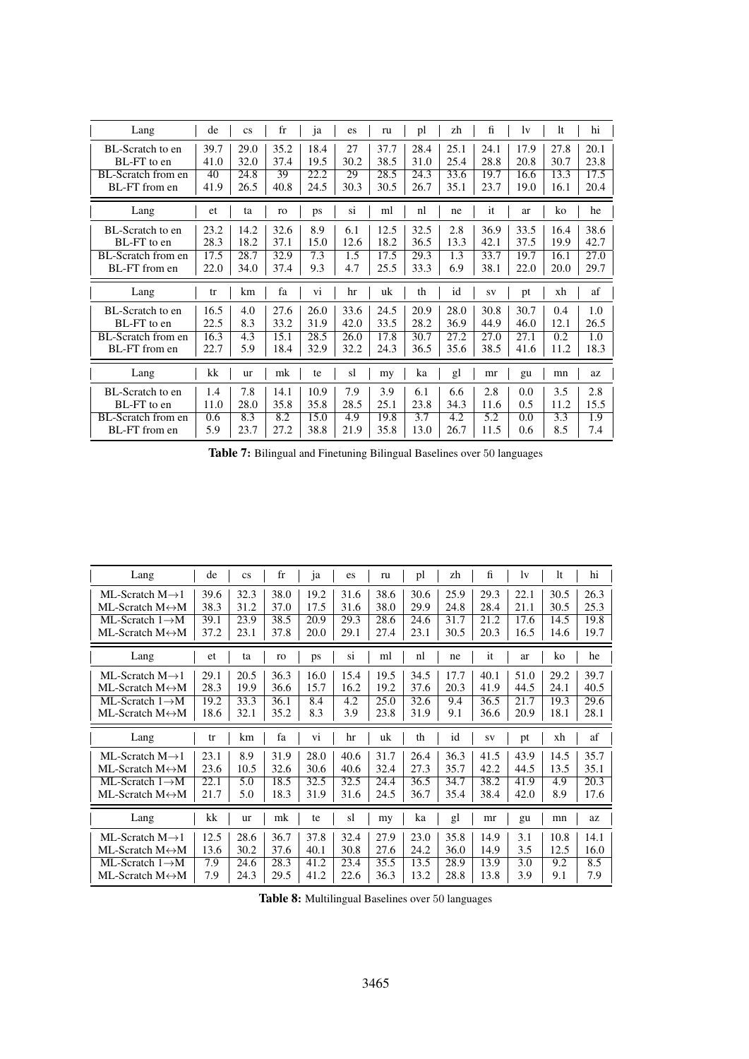| Lang | de | cs | fr | ja | es | ru | pl | zh | fi | lv | lt | hi |
|---|---|---|---|---|---|---|---|---|---|---|---|---|
| BL-Scratch to en | 39.7 | 29.0 | 35.2 | 18.4 | 27 | 37.7 | 28.4 | 25.1 | 24.1 | 17.9 | 27.8 | 20.1 |
| BL-FT to en | 41.0 | 32.0 | 37.4 | 19.5 | 30.2 | 38.5 | 31.0 | 25.4 | 28.8 | 20.8 | 30.7 | 23.8 |
| BL-Scratch from en | 40 | 24.8 | 39 | 22.2 | 29 | 28.5 | 24.3 | 33.6 | 19.7 | 16.6 | 13.3 | 17.5 |
| BL-FT from en | 41.9 | 26.5 | 40.8 | 24.5 | 30.3 | 30.5 | 26.7 | 35.1 | 23.7 | 19.0 | 16.1 | 20.4 |
| **Lang** | **et** | **ta** | **ro** | **ps** | **si** | **ml** | **nl** | **ne** | **it** | **ar** | **ko** | **he** |
| BL-Scratch to en | 23.2 | 14.2 | 32.6 | 8.9 | 6.1 | 12.5 | 32.5 | 2.8 | 36.9 | 33.5 | 16.4 | 38.6 |
| BL-FT to en | 28.3 | 18.2 | 37.1 | 15.0 | 12.6 | 18.2 | 36.5 | 13.3 | 42.1 | 37.5 | 19.9 | 42.7 |
| BL-Scratch from en | 17.5 | 28.7 | 32.9 | 7.3 | 1.5 | 17.5 | 29.3 | 1.3 | 33.7 | 19.7 | 16.1 | 27.0 |
| BL-FT from en | 22.0 | 34.0 | 37.4 | 9.3 | 4.7 | 25.5 | 33.3 | 6.9 | 38.1 | 22.0 | 20.0 | 29.7 |
| **Lang** | **tr** | **km** | **fa** | **vi** | **hr** | **uk** | **th** | **id** | **sv** | **pt** | **xh** | **af** |
| BL-Scratch to en | 16.5 | 4.0 | 27.6 | 26.0 | 33.6 | 24.5 | 20.9 | 28.0 | 30.8 | 30.7 | 0.4 | 1.0 |
| BL-FT to en | 22.5 | 8.3 | 33.2 | 31.9 | 42.0 | 33.5 | 28.2 | 36.9 | 44.9 | 46.0 | 12.1 | 26.5 |
| BL-Scratch from en | 16.3 | 4.3 | 15.1 | 28.5 | 26.0 | 17.8 | 30.7 | 27.2 | 27.0 | 27.1 | 0.2 | 1.0 |
| BL-FT from en | 22.7 | 5.9 | 18.4 | 32.9 | 32.2 | 24.3 | 36.5 | 35.6 | 38.5 | 41.6 | 11.2 | 18.3 |
| **Lang** | **kk** | **ur** | **mk** | **te** | **sl** | **my** | **ka** | **gl** | **mr** | **gu** | **mn** | **az** |
| BL-Scratch to en | 1.4 | 7.8 | 14.1 | 10.9 | 7.9 | 3.9 | 6.1 | 6.6 | 2.8 | 0.0 | 3.5 | 2.8 |
| BL-FT to en | 11.0 | 28.0 | 35.8 | 35.8 | 28.5 | 25.1 | 23.8 | 34.3 | 11.6 | 0.5 | 11.2 | 15.5 |
| BL-Scratch from en | 0.6 | 8.3 | 8.2 | 15.0 | 4.9 | 19.8 | 3.7 | 4.2 | 5.2 | 0.0 | 3.3 | 1.9 |
| BL-FT from en | 5.9 | 23.7 | 27.2 | 38.8 | 21.9 | 35.8 | 13.0 | 26.7 | 11.5 | 0.6 | 8.5 | 7.4 |

**Table 7:** Bilingual and Finetuning Bilingual Baselines over 50 languages

| Lang | de | cs | fr | ja | es | ru | pl | zh | fi | lv | lt | hi |
|---|---|---|---|---|---|---|---|---|---|---|---|---|
| ML-Scratch M→1 | 39.6 | 32.3 | 38.0 | 19.2 | 31.6 | 38.6 | 30.6 | 25.9 | 29.3 | 22.1 | 30.5 | 26.3 |
| ML-Scratch M↔M | 38.3 | 31.2 | 37.0 | 17.5 | 31.6 | 38.0 | 29.9 | 24.8 | 28.4 | 21.1 | 30.5 | 25.3 |
| ML-Scratch 1→M | 39.1 | 23.9 | 38.5 | 20.9 | 29.3 | 28.6 | 24.6 | 31.7 | 21.2 | 17.6 | 14.5 | 19.8 |
| ML-Scratch M↔M | 37.2 | 23.1 | 37.8 | 20.0 | 29.1 | 27.4 | 23.1 | 30.5 | 20.3 | 16.5 | 14.6 | 19.7 |
| **Lang** | **et** | **ta** | **ro** | **ps** | **si** | **ml** | **nl** | **ne** | **it** | **ar** | **ko** | **he** |
| ML-Scratch M→1 | 29.1 | 20.5 | 36.3 | 16.0 | 15.4 | 19.5 | 34.5 | 17.7 | 40.1 | 51.0 | 29.2 | 39.7 |
| ML-Scratch M↔M | 28.3 | 19.9 | 36.6 | 15.7 | 16.2 | 19.2 | 37.6 | 20.3 | 41.9 | 44.5 | 24.1 | 40.5 |
| ML-Scratch 1→M | 19.2 | 33.3 | 36.1 | 8.4 | 4.2 | 25.0 | 32.6 | 9.4 | 36.5 | 21.7 | 19.3 | 29.6 |
| ML-Scratch M↔M | 18.6 | 32.1 | 35.2 | 8.3 | 3.9 | 23.8 | 31.9 | 9.1 | 36.6 | 20.9 | 18.1 | 28.1 |
| **Lang** | **tr** | **km** | **fa** | **vi** | **hr** | **uk** | **th** | **id** | **sv** | **pt** | **xh** | **af** |
| ML-Scratch M→1 | 23.1 | 8.9 | 31.9 | 28.0 | 40.6 | 31.7 | 26.4 | 36.3 | 41.5 | 43.9 | 14.5 | 35.7 |
| ML-Scratch M↔M | 23.6 | 10.5 | 32.6 | 30.6 | 40.6 | 32.4 | 27.3 | 35.7 | 42.2 | 44.5 | 13.5 | 35.1 |
| ML-Scratch 1→M | 22.1 | 5.0 | 18.5 | 32.5 | 32.5 | 24.4 | 36.5 | 34.7 | 38.2 | 41.9 | 4.9 | 20.3 |
| ML-Scratch M↔M | 21.7 | 5.0 | 18.3 | 31.9 | 31.6 | 24.5 | 36.7 | 35.4 | 38.4 | 42.0 | 8.9 | 17.6 |
| **Lang** | **kk** | **ur** | **mk** | **te** | **sl** | **my** | **ka** | **gl** | **mr** | **gu** | **mn** | **az** |
| ML-Scratch M→1 | 12.5 | 28.6 | 36.7 | 37.8 | 32.4 | 27.9 | 23.0 | 35.8 | 14.9 | 3.1 | 10.8 | 14.1 |
| ML-Scratch M↔M | 13.6 | 30.2 | 37.6 | 40.1 | 30.8 | 27.6 | 24.2 | 36.0 | 14.9 | 3.5 | 12.5 | 16.0 |
| ML-Scratch 1→M | 7.9 | 24.6 | 28.3 | 41.2 | 23.4 | 35.5 | 13.5 | 28.9 | 13.9 | 3.0 | 9.2 | 8.5 |
| ML-Scratch M↔M | 7.9 | 24.3 | 29.5 | 41.2 | 22.6 | 36.3 | 13.2 | 28.8 | 13.8 | 3.9 | 9.1 | 7.9 |

**Table 8:** Multilingual Baselines over 50 languages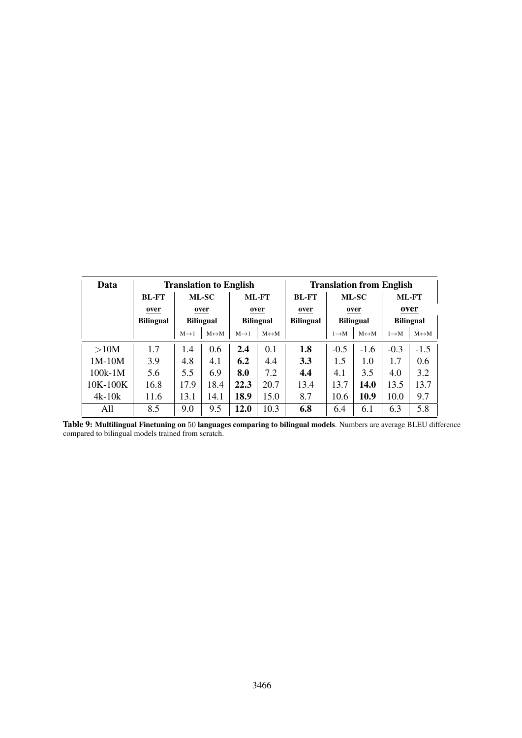| Data | Translation to English | | | | | Translation from English | | | | |
|---|---|---|---|---|---|---|---|---|---|---|
| | BL-FT over Bilingual | ML-SC over Bilingual | | ML-FT over Bilingual | | BL-FT over Bilingual | ML-SC over Bilingual | | ML-FT over Bilingual | |
| | | M→1 | M↔M | M→1 | M↔M | | 1→M | M↔M | 1→M | M↔M |
| >10M | 1.7 | 1.4 | 0.6 | **2.4** | 0.1 | **1.8** | -0.5 | -1.6 | -0.3 | -1.5 |
| 1M-10M | 3.9 | 4.8 | 4.1 | **6.2** | 4.4 | **3.3** | 1.5 | 1.0 | 1.7 | 0.6 |
| 100k-1M | 5.6 | 5.5 | 6.9 | **8.0** | 7.2 | **4.4** | 4.1 | 3.5 | 4.0 | 3.2 |
| 10K-100K | 16.8 | 17.9 | 18.4 | **22.3** | 20.7 | 13.4 | 13.7 | **14.0** | 13.5 | 13.7 |
| 4k-10k | 11.6 | 13.1 | 14.1 | **18.9** | 15.0 | 8.7 | 10.6 | **10.9** | 10.0 | 9.7 |
| All | 8.5 | 9.0 | 9.5 | **12.0** | 10.3 | **6.8** | 6.4 | 6.1 | 6.3 | 5.8 |

**Table 9: Multilingual Finetuning on 50 languages comparing to bilingual models**. Numbers are average BLEU difference compared to bilingual models trained from scratch.